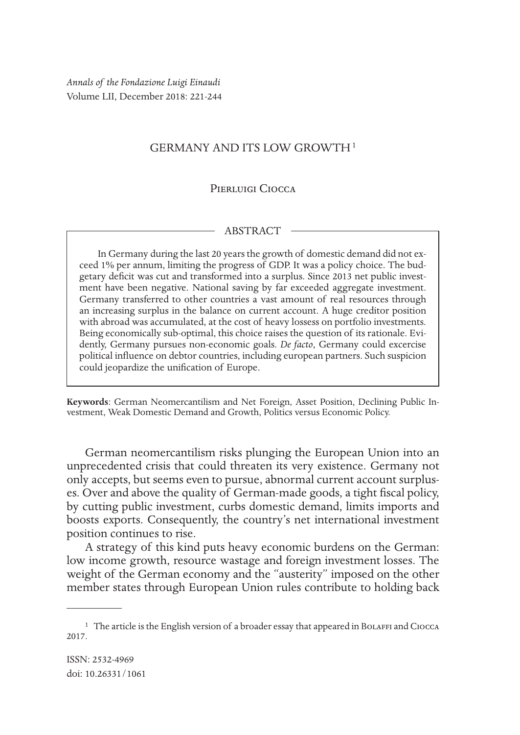*Annals of the Fondazione Luigi Einaudi*
Volume LII, December 2018: 221-244

# GERMANY AND ITS LOW GROWTH [1]

Pierluigi Ciocca

## ABSTRACT

In Germany during the last 20 years the growth of domestic demand did not exceed 1% per annum, limiting the progress of GDP. It was a policy choice. The budgetary deficit was cut and transformed into a surplus. Since 2013 net public investment have been negative. National saving by far exceeded aggregate investment. Germany transferred to other countries a vast amount of real resources through an increasing surplus in the balance on current account. A huge creditor position with abroad was accumulated, at the cost of heavy lossess on portfolio investments. Being economically sub-optimal, this choice raises the question of its rationale. Evidently, Germany pursues non-economic goals. *De facto*, Germany could excercise political influence on debtor countries, including european partners. Such suspicion could jeopardize the unification of Europe.

**Keywords**: German Neomercantilism and Net Foreign, Asset Position, Declining Public Investment, Weak Domestic Demand and Growth, Politics versus Economic Policy.

German neomercantilism risks plunging the European Union into an unprecedented crisis that could threaten its very existence. Germany not only accepts, but seems even to pursue, abnormal current account surpluses. Over and above the quality of German-made goods, a tight fiscal policy, by cutting public investment, curbs domestic demand, limits imports and boosts exports. Consequently, the country's net international investment position continues to rise.

A strategy of this kind puts heavy economic burdens on the German: low income growth, resource wastage and foreign investment losses. The weight of the German economy and the "austerity" imposed on the other member states through European Union rules contribute to holding back

[1] The article is the English version of a broader essay that appeared in Bolaffi and Ciocca 2017.

ISSN: 2532-4969
doi: 10.26331/1061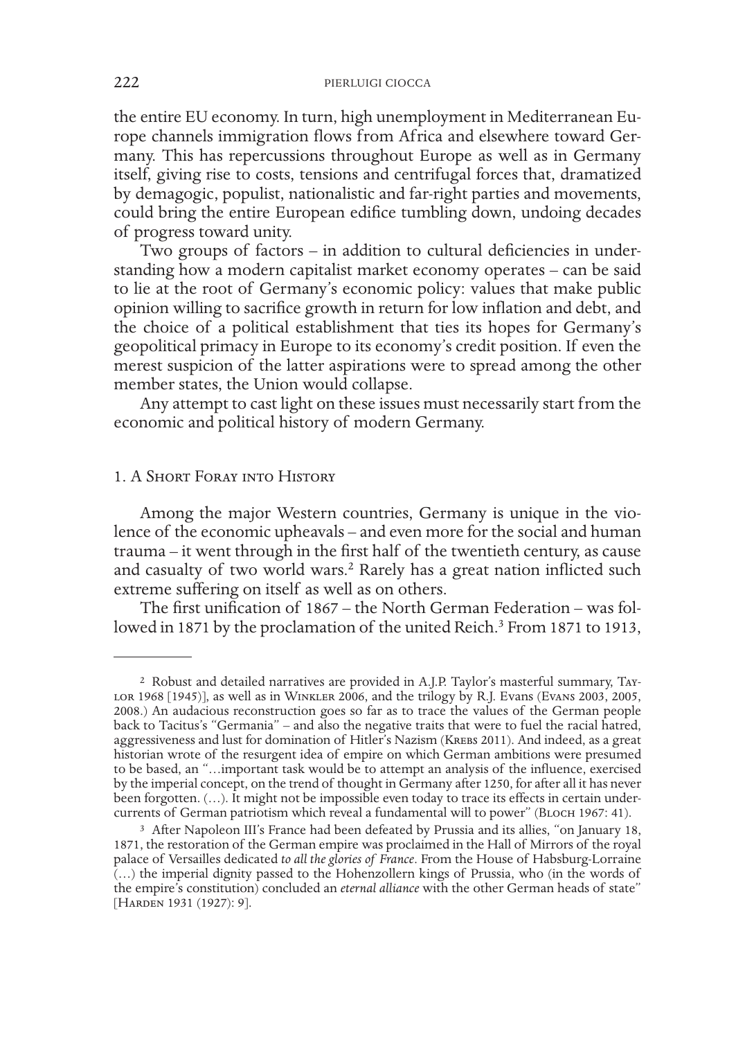the entire EU economy. In turn, high unemployment in Mediterranean Europe channels immigration flows from Africa and elsewhere toward Germany. This has repercussions throughout Europe as well as in Germany itself, giving rise to costs, tensions and centrifugal forces that, dramatized by demagogic, populist, nationalistic and far-right parties and movements, could bring the entire European edifice tumbling down, undoing decades of progress toward unity.

Two groups of factors – in addition to cultural deficiencies in understanding how a modern capitalist market economy operates – can be said to lie at the root of Germany's economic policy: values that make public opinion willing to sacrifice growth in return for low inflation and debt, and the choice of a political establishment that ties its hopes for Germany's geopolitical primacy in Europe to its economy's credit position. If even the merest suspicion of the latter aspirations were to spread among the other member states, the Union would collapse.

Any attempt to cast light on these issues must necessarily start from the economic and political history of modern Germany.

## 1. A Short Foray into History

Among the major Western countries, Germany is unique in the violence of the economic upheavals – and even more for the social and human trauma – it went through in the first half of the twentieth century, as cause and casualty of two world wars.[2] Rarely has a great nation inflicted such extreme suffering on itself as well as on others.

The first unification of 1867 – the North German Federation – was followed in 1871 by the proclamation of the united Reich.[3] From 1871 to 1913,

---

[2] Robust and detailed narratives are provided in A.J.P. Taylor's masterful summary, Taylor 1968 [1945)], as well as in Winkler 2006, and the trilogy by R.J. Evans (Evans 2003, 2005, 2008.) An audacious reconstruction goes so far as to trace the values of the German people back to Tacitus's "Germania" – and also the negative traits that were to fuel the racial hatred, aggressiveness and lust for domination of Hitler's Nazism (Krebs 2011). And indeed, as a great historian wrote of the resurgent idea of empire on which German ambitions were presumed to be based, an "…important task would be to attempt an analysis of the influence, exercised by the imperial concept, on the trend of thought in Germany after 1250, for after all it has never been forgotten. (…). It might not be impossible even today to trace its effects in certain undercurrents of German patriotism which reveal a fundamental will to power" (Bloch 1967: 41).

[3] After Napoleon III's France had been defeated by Prussia and its allies, "on January 18, 1871, the restoration of the German empire was proclaimed in the Hall of Mirrors of the royal palace of Versailles dedicated *to all the glories of France*. From the House of Habsburg-Lorraine (…) the imperial dignity passed to the Hohenzollern kings of Prussia, who (in the words of the empire's constitution) concluded an *eternal alliance* with the other German heads of state" [Harden 1931 (1927): 9].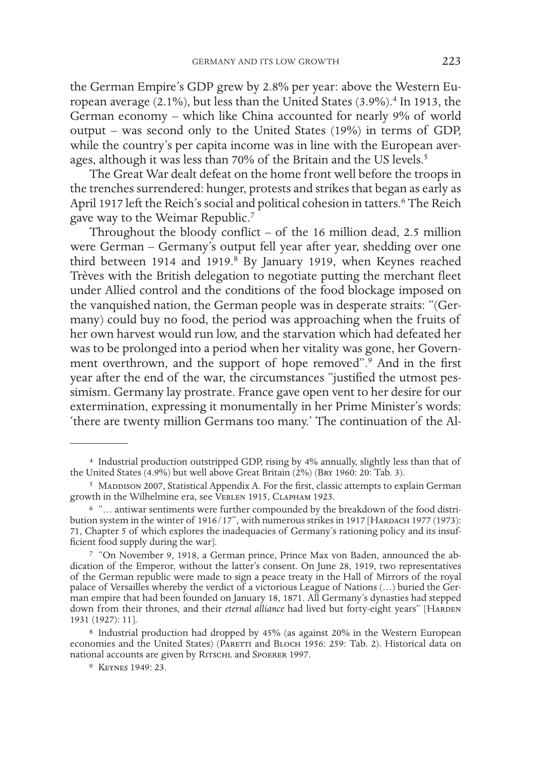the German Empire's GDP grew by 2.8% per year: above the Western European average (2.1%), but less than the United States (3.9%).[4] In 1913, the German economy – which like China accounted for nearly 9% of world output – was second only to the United States (19%) in terms of GDP, while the country's per capita income was in line with the European averages, although it was less than 70% of the Britain and the US levels.[5]

The Great War dealt defeat on the home front well before the troops in the trenches surrendered: hunger, protests and strikes that began as early as April 1917 left the Reich's social and political cohesion in tatters.[6] The Reich gave way to the Weimar Republic.[7]

Throughout the bloody conflict – of the 16 million dead, 2.5 million were German – Germany's output fell year after year, shedding over one third between 1914 and 1919.[8] By January 1919, when Keynes reached Trèves with the British delegation to negotiate putting the merchant fleet under Allied control and the conditions of the food blockage imposed on the vanquished nation, the German people was in desperate straits: "(Germany) could buy no food, the period was approaching when the fruits of her own harvest would run low, and the starvation which had defeated her was to be prolonged into a period when her vitality was gone, her Government overthrown, and the support of hope removed".[9] And in the first year after the end of the war, the circumstances "justified the utmost pessimism. Germany lay prostrate. France gave open vent to her desire for our extermination, expressing it monumentally in her Prime Minister's words: 'there are twenty million Germans too many.' The continuation of the Al-

---

[4] Industrial production outstripped GDP, rising by 4% annually, slightly less than that of the United States (4.9%) but well above Great Britain (2%) (Bry 1960: 20: Tab. 3).

[5] Maddison 2007, Statistical Appendix A. For the first, classic attempts to explain German growth in the Wilhelmine era, see Veblen 1915, Clapham 1923.

[6] "... antiwar sentiments were further compounded by the breakdown of the food distribution system in the winter of 1916/17", with numerous strikes in 1917 [Hardach 1977 (1973): 71, Chapter 5 of which explores the inadequacies of Germany's rationing policy and its insufficient food supply during the war].

[7] "On November 9, 1918, a German prince, Prince Max von Baden, announced the abdication of the Emperor, without the latter's consent. On June 28, 1919, two representatives of the German republic were made to sign a peace treaty in the Hall of Mirrors of the royal palace of Versailles whereby the verdict of a victorious League of Nations (...) buried the German empire that had been founded on January 18, 1871. All Germany's dynasties had stepped down from their thrones, and their *eternal alliance* had lived but forty-eight years" [Harden 1931 (1927): 11].

[8] Industrial production had dropped by 45% (as against 20% in the Western European economies and the United States) (Paretti and Bloch 1956: 259: Tab. 2). Historical data on national accounts are given by Ritschl and Spoerer 1997.

[9] Keynes 1949: 23.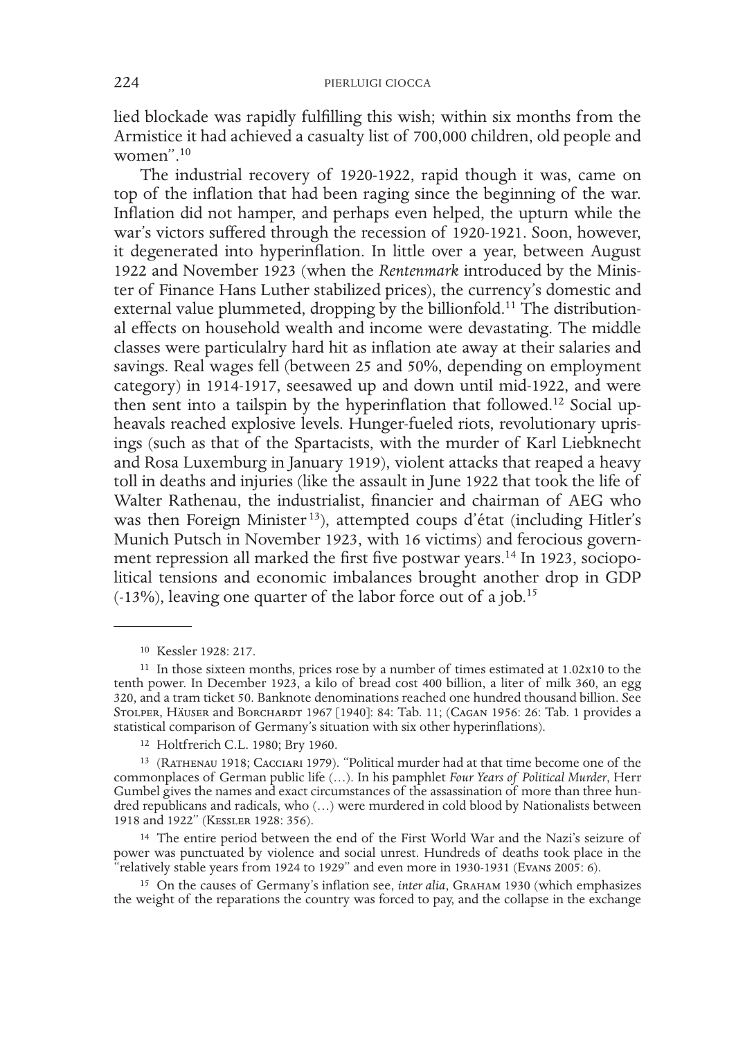lied blockade was rapidly fulfilling this wish; within six months from the Armistice it had achieved a casualty list of 700,000 children, old people and women".[10]

The industrial recovery of 1920-1922, rapid though it was, came on top of the inflation that had been raging since the beginning of the war. Inflation did not hamper, and perhaps even helped, the upturn while the war's victors suffered through the recession of 1920-1921. Soon, however, it degenerated into hyperinflation. In little over a year, between August 1922 and November 1923 (when the *Rentenmark* introduced by the Minister of Finance Hans Luther stabilized prices), the currency's domestic and external value plummeted, dropping by the billionfold.[11] The distributional effects on household wealth and income were devastating. The middle classes were particulalry hard hit as inflation ate away at their salaries and savings. Real wages fell (between 25 and 50%, depending on employment category) in 1914-1917, seesawed up and down until mid-1922, and were then sent into a tailspin by the hyperinflation that followed.[12] Social upheavals reached explosive levels. Hunger-fueled riots, revolutionary uprisings (such as that of the Spartacists, with the murder of Karl Liebknecht and Rosa Luxemburg in January 1919), violent attacks that reaped a heavy toll in deaths and injuries (like the assault in June 1922 that took the life of Walter Rathenau, the industrialist, financier and chairman of AEG who was then Foreign Minister[13]), attempted coups d'état (including Hitler's Munich Putsch in November 1923, with 16 victims) and ferocious government repression all marked the first five postwar years.[14] In 1923, sociopolitical tensions and economic imbalances brought another drop in GDP (-13%), leaving one quarter of the labor force out of a job.[15]

---

[10] Kessler 1928: 217.

[11] In those sixteen months, prices rose by a number of times estimated at 1.02x10 to the tenth power. In December 1923, a kilo of bread cost 400 billion, a liter of milk 360, an egg 320, and a tram ticket 50. Banknote denominations reached one hundred thousand billion. See Stolper, Häuser and Borchardt 1967 [1940]: 84: Tab. 11; (Cagan 1956: 26: Tab. 1 provides a statistical comparison of Germany's situation with six other hyperinflations).

[12] Holtfrerich C.L. 1980; Bry 1960.

[13] (Rathenau 1918; Cacciari 1979). "Political murder had at that time become one of the commonplaces of German public life (…). In his pamphlet *Four Years of Political Murder*, Herr Gumbel gives the names and exact circumstances of the assassination of more than three hundred republicans and radicals, who (…) were murdered in cold blood by Nationalists between 1918 and 1922" (Kessler 1928: 356).

[14] The entire period between the end of the First World War and the Nazi's seizure of power was punctuated by violence and social unrest. Hundreds of deaths took place in the "relatively stable years from 1924 to 1929" and even more in 1930-1931 (Evans 2005: 6).

[15] On the causes of Germany's inflation see, *inter alia*, Graham 1930 (which emphasizes the weight of the reparations the country was forced to pay, and the collapse in the exchange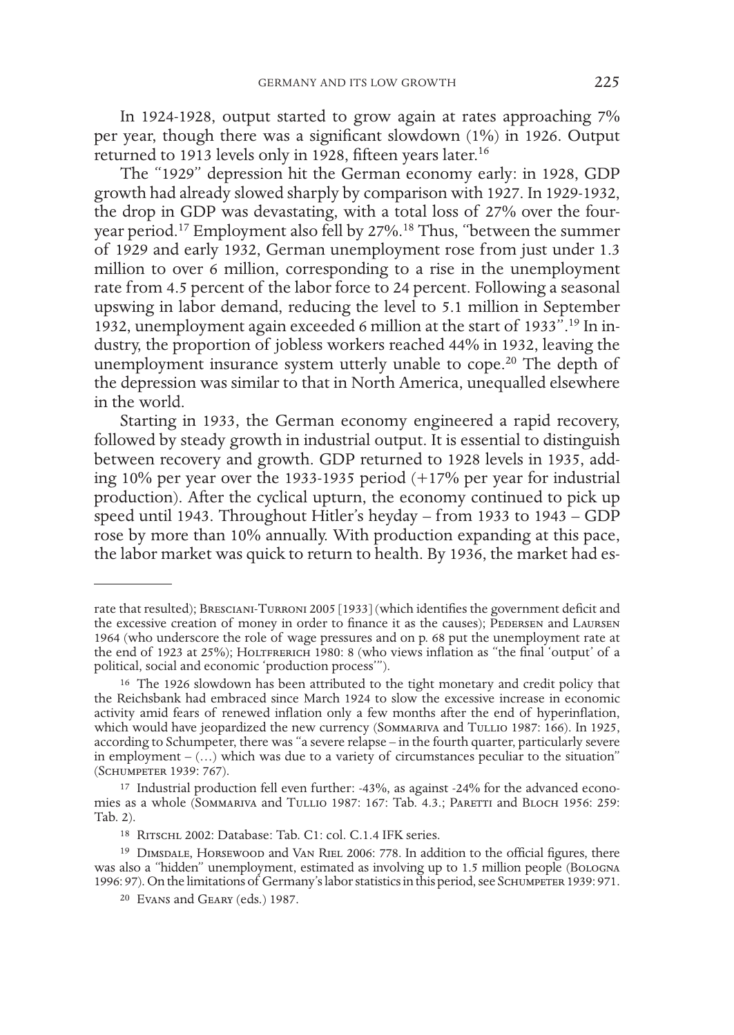In 1924-1928, output started to grow again at rates approaching 7% per year, though there was a significant slowdown (1%) in 1926. Output returned to 1913 levels only in 1928, fifteen years later.[16]

The "1929" depression hit the German economy early: in 1928, GDP growth had already slowed sharply by comparison with 1927. In 1929-1932, the drop in GDP was devastating, with a total loss of 27% over the four-year period.[17] Employment also fell by 27%.[18] Thus, "between the summer of 1929 and early 1932, German unemployment rose from just under 1.3 million to over 6 million, corresponding to a rise in the unemployment rate from 4.5 percent of the labor force to 24 percent. Following a seasonal upswing in labor demand, reducing the level to 5.1 million in September 1932, unemployment again exceeded 6 million at the start of 1933".[19] In industry, the proportion of jobless workers reached 44% in 1932, leaving the unemployment insurance system utterly unable to cope.[20] The depth of the depression was similar to that in North America, unequalled elsewhere in the world.

Starting in 1933, the German economy engineered a rapid recovery, followed by steady growth in industrial output. It is essential to distinguish between recovery and growth. GDP returned to 1928 levels in 1935, adding 10% per year over the 1933-1935 period (+17% per year for industrial production). After the cyclical upturn, the economy continued to pick up speed until 1943. Throughout Hitler's heyday – from 1933 to 1943 – GDP rose by more than 10% annually. With production expanding at this pace, the labor market was quick to return to health. By 1936, the market had es-

---

rate that resulted); Bresciani-Turroni 2005 [1933] (which identifies the government deficit and the excessive creation of money in order to finance it as the causes); Pedersen and Laursen 1964 (who underscore the role of wage pressures and on p. 68 put the unemployment rate at the end of 1923 at 25%); Holtfrerich 1980: 8 (who views inflation as "the final 'output' of a political, social and economic 'production process'").

[16] The 1926 slowdown has been attributed to the tight monetary and credit policy that the Reichsbank had embraced since March 1924 to slow the excessive increase in economic activity amid fears of renewed inflation only a few months after the end of hyperinflation, which would have jeopardized the new currency (Sommariva and Tullio 1987: 166). In 1925, according to Schumpeter, there was "a severe relapse – in the fourth quarter, particularly severe in employment – (…) which was due to a variety of circumstances peculiar to the situation" (Schumpeter 1939: 767).

[17] Industrial production fell even further: -43%, as against -24% for the advanced economies as a whole (Sommariva and Tullio 1987: 167: Tab. 4.3.; Paretti and Bloch 1956: 259: Tab. 2).

[18] Ritschl 2002: Database: Tab. C1: col. C.1.4 IFK series.

[19] Dimsdale, Horsewood and Van Riel 2006: 778. In addition to the official figures, there was also a "hidden" unemployment, estimated as involving up to 1.5 million people (Bologna 1996: 97). On the limitations of Germany's labor statistics in this period, see Schumpeter 1939: 971.

[20] Evans and Geary (eds.) 1987.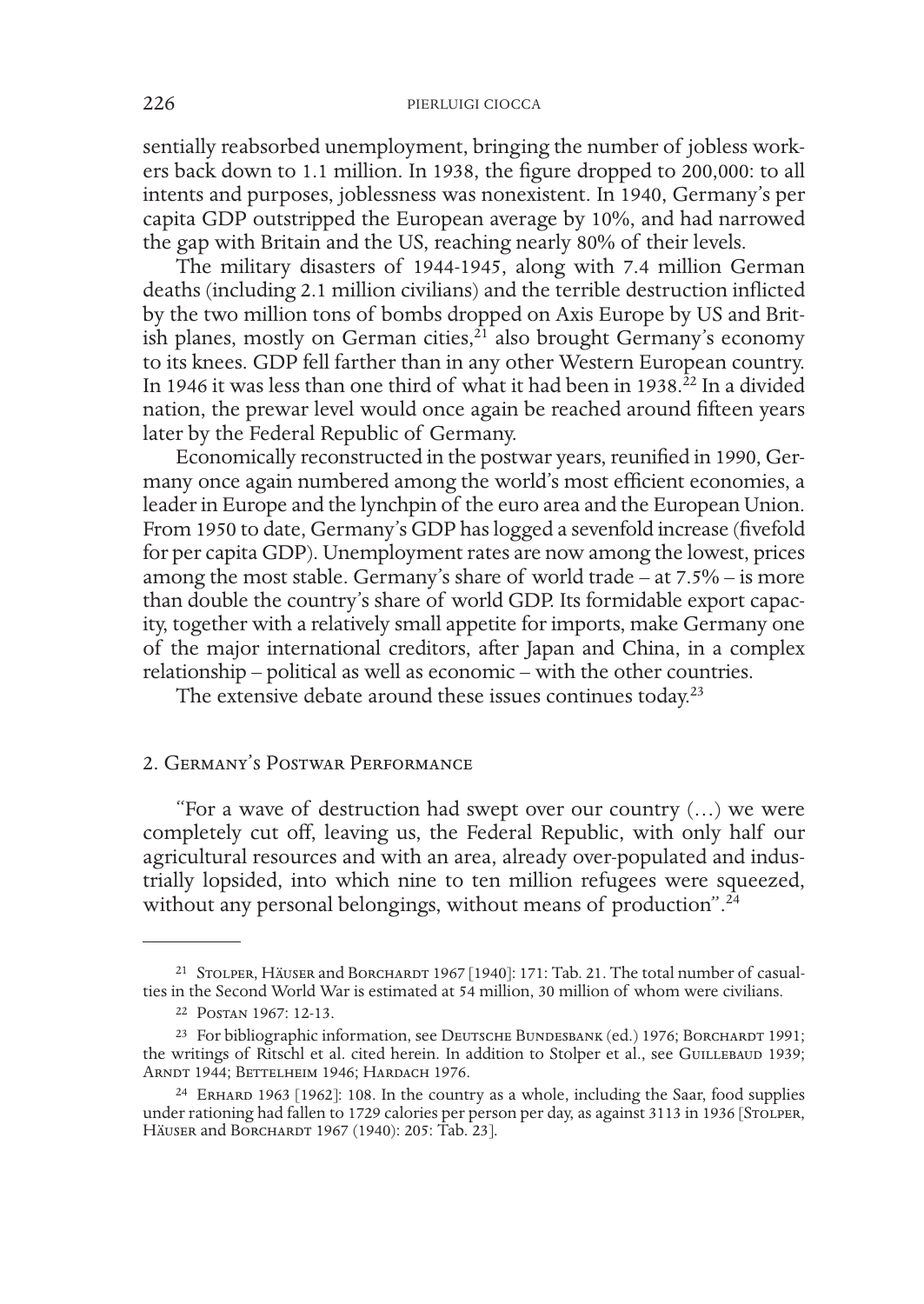sentially reabsorbed unemployment, bringing the number of jobless workers back down to 1.1 million. In 1938, the figure dropped to 200,000: to all intents and purposes, joblessness was nonexistent. In 1940, Germany's per capita GDP outstripped the European average by 10%, and had narrowed the gap with Britain and the US, reaching nearly 80% of their levels.

The military disasters of 1944-1945, along with 7.4 million German deaths (including 2.1 million civilians) and the terrible destruction inflicted by the two million tons of bombs dropped on Axis Europe by US and British planes, mostly on German cities,[21] also brought Germany's economy to its knees. GDP fell farther than in any other Western European country. In 1946 it was less than one third of what it had been in 1938.[22] In a divided nation, the prewar level would once again be reached around fifteen years later by the Federal Republic of Germany.

Economically reconstructed in the postwar years, reunified in 1990, Germany once again numbered among the world's most efficient economies, a leader in Europe and the lynchpin of the euro area and the European Union. From 1950 to date, Germany's GDP has logged a sevenfold increase (fivefold for per capita GDP). Unemployment rates are now among the lowest, prices among the most stable. Germany's share of world trade – at 7.5% – is more than double the country's share of world GDP. Its formidable export capacity, together with a relatively small appetite for imports, make Germany one of the major international creditors, after Japan and China, in a complex relationship – political as well as economic – with the other countries.

The extensive debate around these issues continues today.[23]

## 2. Germany's Postwar Performance

"For a wave of destruction had swept over our country (…) we were completely cut off, leaving us, the Federal Republic, with only half our agricultural resources and with an area, already over-populated and industrially lopsided, into which nine to ten million refugees were squeezed, without any personal belongings, without means of production".[24]

---

[21] Stolper, Häuser and Borchardt 1967 [1940]: 171: Tab. 21. The total number of casualties in the Second World War is estimated at 54 million, 30 million of whom were civilians.

[22] Postan 1967: 12-13.

[23] For bibliographic information, see Deutsche Bundesbank (ed.) 1976; Borchardt 1991; the writings of Ritschl et al. cited herein. In addition to Stolper et al., see Guillebaud 1939; Arndt 1944; Bettelheim 1946; Hardach 1976.

[24] Erhard 1963 [1962]: 108. In the country as a whole, including the Saar, food supplies under rationing had fallen to 1729 calories per person per day, as against 3113 in 1936 [Stolper, Häuser and Borchardt 1967 (1940): 205: Tab. 23].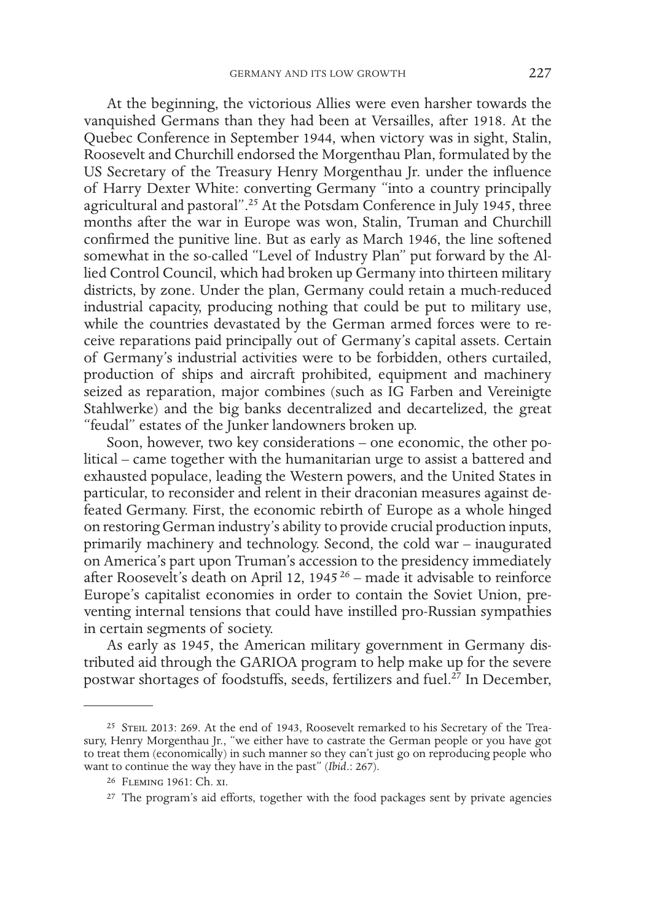At the beginning, the victorious Allies were even harsher towards the vanquished Germans than they had been at Versailles, after 1918. At the Quebec Conference in September 1944, when victory was in sight, Stalin, Roosevelt and Churchill endorsed the Morgenthau Plan, formulated by the US Secretary of the Treasury Henry Morgenthau Jr. under the influence of Harry Dexter White: converting Germany "into a country principally agricultural and pastoral".[25] At the Potsdam Conference in July 1945, three months after the war in Europe was won, Stalin, Truman and Churchill confirmed the punitive line. But as early as March 1946, the line softened somewhat in the so-called "Level of Industry Plan" put forward by the Allied Control Council, which had broken up Germany into thirteen military districts, by zone. Under the plan, Germany could retain a much-reduced industrial capacity, producing nothing that could be put to military use, while the countries devastated by the German armed forces were to receive reparations paid principally out of Germany's capital assets. Certain of Germany's industrial activities were to be forbidden, others curtailed, production of ships and aircraft prohibited, equipment and machinery seized as reparation, major combines (such as IG Farben and Vereinigte Stahlwerke) and the big banks decentralized and decartelized, the great "feudal" estates of the Junker landowners broken up.

Soon, however, two key considerations – one economic, the other political – came together with the humanitarian urge to assist a battered and exhausted populace, leading the Western powers, and the United States in particular, to reconsider and relent in their draconian measures against defeated Germany. First, the economic rebirth of Europe as a whole hinged on restoring German industry's ability to provide crucial production inputs, primarily machinery and technology. Second, the cold war – inaugurated on America's part upon Truman's accession to the presidency immediately after Roosevelt's death on April 12, 1945[26] – made it advisable to reinforce Europe's capitalist economies in order to contain the Soviet Union, preventing internal tensions that could have instilled pro-Russian sympathies in certain segments of society.

As early as 1945, the American military government in Germany distributed aid through the GARIOA program to help make up for the severe postwar shortages of foodstuffs, seeds, fertilizers and fuel.[27] In December,

---

[25] Steil 2013: 269. At the end of 1943, Roosevelt remarked to his Secretary of the Treasury, Henry Morgenthau Jr., "we either have to castrate the German people or you have got to treat them (economically) in such manner so they can't just go on reproducing people who want to continue the way they have in the past" (*Ibid*.: 267).

[26] Fleming 1961: Ch. xi.

[27] The program's aid efforts, together with the food packages sent by private agencies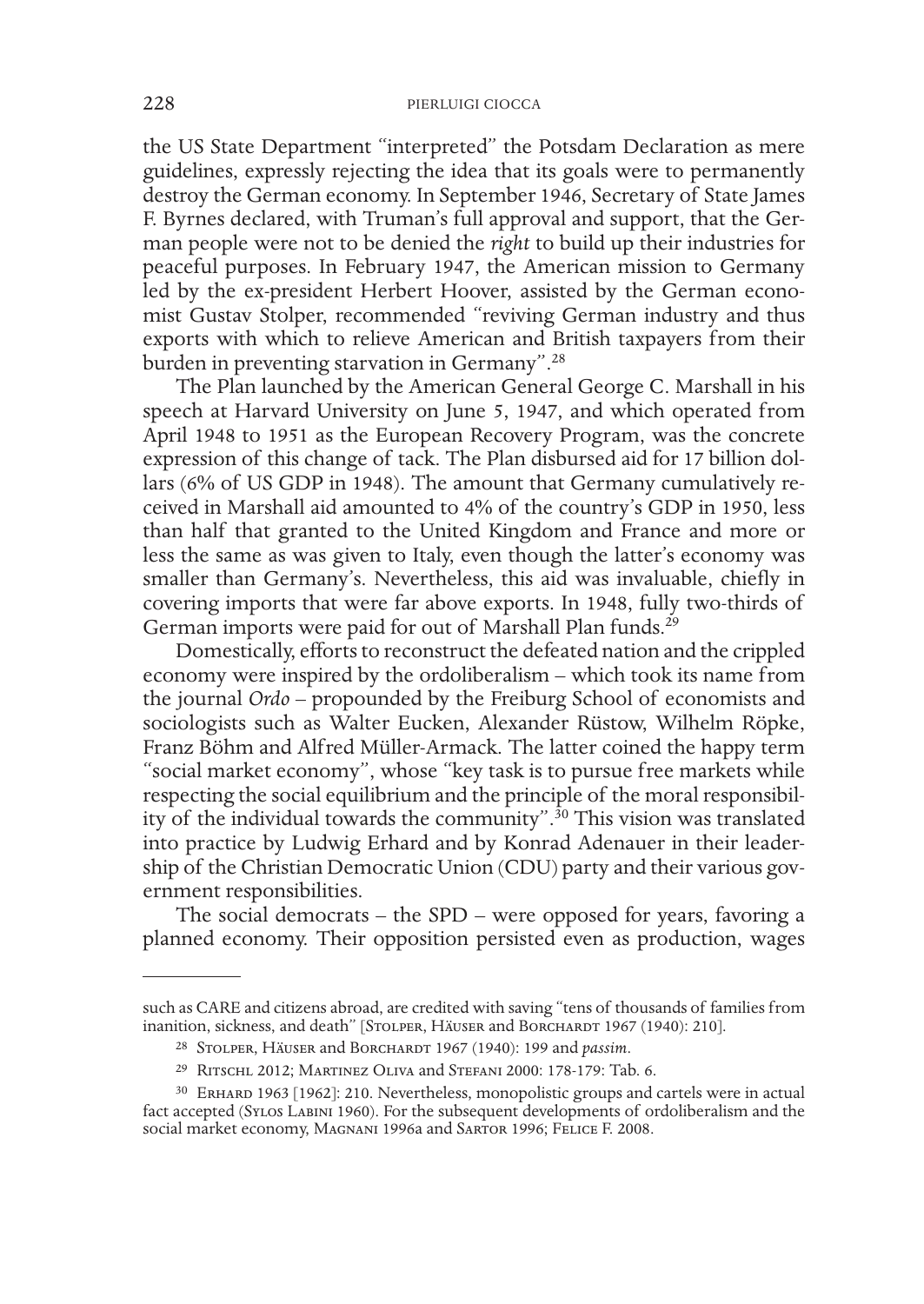the US State Department "interpreted" the Potsdam Declaration as mere guidelines, expressly rejecting the idea that its goals were to permanently destroy the German economy. In September 1946, Secretary of State James F. Byrnes declared, with Truman's full approval and support, that the German people were not to be denied the *right* to build up their industries for peaceful purposes. In February 1947, the American mission to Germany led by the ex-president Herbert Hoover, assisted by the German economist Gustav Stolper, recommended "reviving German industry and thus exports with which to relieve American and British taxpayers from their burden in preventing starvation in Germany".[28]

The Plan launched by the American General George C. Marshall in his speech at Harvard University on June 5, 1947, and which operated from April 1948 to 1951 as the European Recovery Program, was the concrete expression of this change of tack. The Plan disbursed aid for 17 billion dollars (6% of US GDP in 1948). The amount that Germany cumulatively received in Marshall aid amounted to 4% of the country's GDP in 1950, less than half that granted to the United Kingdom and France and more or less the same as was given to Italy, even though the latter's economy was smaller than Germany's. Nevertheless, this aid was invaluable, chiefly in covering imports that were far above exports. In 1948, fully two-thirds of German imports were paid for out of Marshall Plan funds.[29]

Domestically, efforts to reconstruct the defeated nation and the crippled economy were inspired by the ordoliberalism – which took its name from the journal *Ordo* – propounded by the Freiburg School of economists and sociologists such as Walter Eucken, Alexander Rüstow, Wilhelm Röpke, Franz Böhm and Alfred Müller-Armack. The latter coined the happy term "social market economy", whose "key task is to pursue free markets while respecting the social equilibrium and the principle of the moral responsibility of the individual towards the community".[30] This vision was translated into practice by Ludwig Erhard and by Konrad Adenauer in their leadership of the Christian Democratic Union (CDU) party and their various government responsibilities.

The social democrats – the SPD – were opposed for years, favoring a planned economy. Their opposition persisted even as production, wages

---

such as CARE and citizens abroad, are credited with saving "tens of thousands of families from inanition, sickness, and death" [Stolper, Häuser and Borchardt 1967 (1940): 210].

[28] Stolper, Häuser and Borchardt 1967 (1940): 199 and *passim*.

[29] Ritschl 2012; Martinez Oliva and Stefani 2000: 178-179: Tab. 6.

[30] Erhard 1963 [1962]: 210. Nevertheless, monopolistic groups and cartels were in actual fact accepted (Sylos Labini 1960). For the subsequent developments of ordoliberalism and the social market economy, Magnani 1996a and Sartor 1996; Felice F. 2008.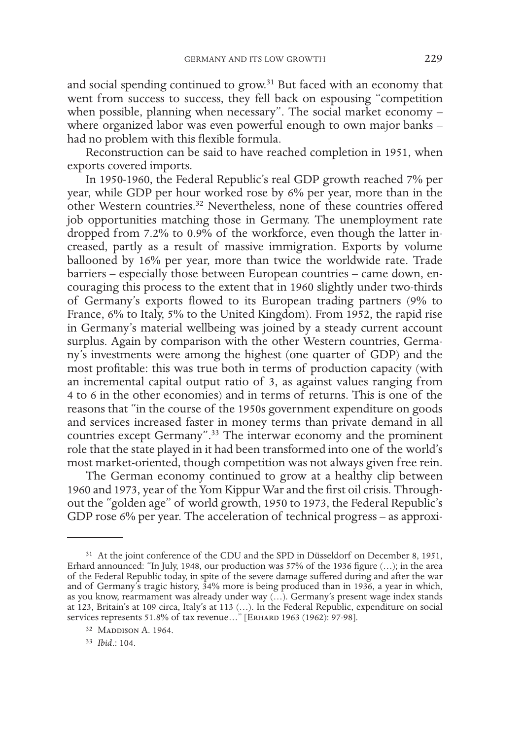and social spending continued to grow.[31] But faced with an economy that went from success to success, they fell back on espousing "competition when possible, planning when necessary". The social market economy – where organized labor was even powerful enough to own major banks – had no problem with this flexible formula.

Reconstruction can be said to have reached completion in 1951, when exports covered imports.

In 1950-1960, the Federal Republic's real GDP growth reached 7% per year, while GDP per hour worked rose by 6% per year, more than in the other Western countries.[32] Nevertheless, none of these countries offered job opportunities matching those in Germany. The unemployment rate dropped from 7.2% to 0.9% of the workforce, even though the latter increased, partly as a result of massive immigration. Exports by volume ballooned by 16% per year, more than twice the worldwide rate. Trade barriers – especially those between European countries – came down, encouraging this process to the extent that in 1960 slightly under two-thirds of Germany's exports flowed to its European trading partners (9% to France, 6% to Italy, 5% to the United Kingdom). From 1952, the rapid rise in Germany's material wellbeing was joined by a steady current account surplus. Again by comparison with the other Western countries, Germany's investments were among the highest (one quarter of GDP) and the most profitable: this was true both in terms of production capacity (with an incremental capital output ratio of 3, as against values ranging from 4 to 6 in the other economies) and in terms of returns. This is one of the reasons that "in the course of the 1950s government expenditure on goods and services increased faster in money terms than private demand in all countries except Germany".[33] The interwar economy and the prominent role that the state played in it had been transformed into one of the world's most market-oriented, though competition was not always given free rein.

The German economy continued to grow at a healthy clip between 1960 and 1973, year of the Yom Kippur War and the first oil crisis. Throughout the "golden age" of world growth, 1950 to 1973, the Federal Republic's GDP rose 6% per year. The acceleration of technical progress – as approxi-

---

[31] At the joint conference of the CDU and the SPD in Düsseldorf on December 8, 1951, Erhard announced: "In July, 1948, our production was 57% of the 1936 figure (…); in the area of the Federal Republic today, in spite of the severe damage suffered during and after the war and of Germany's tragic history, 34% more is being produced than in 1936, a year in which, as you know, rearmament was already under way (…). Germany's present wage index stands at 123, Britain's at 109 circa, Italy's at 113 (…). In the Federal Republic, expenditure on social services represents 51.8% of tax revenue…" [Erhard 1963 (1962): 97-98].

[32] Maddison A. 1964.

[33] *Ibid.*: 104.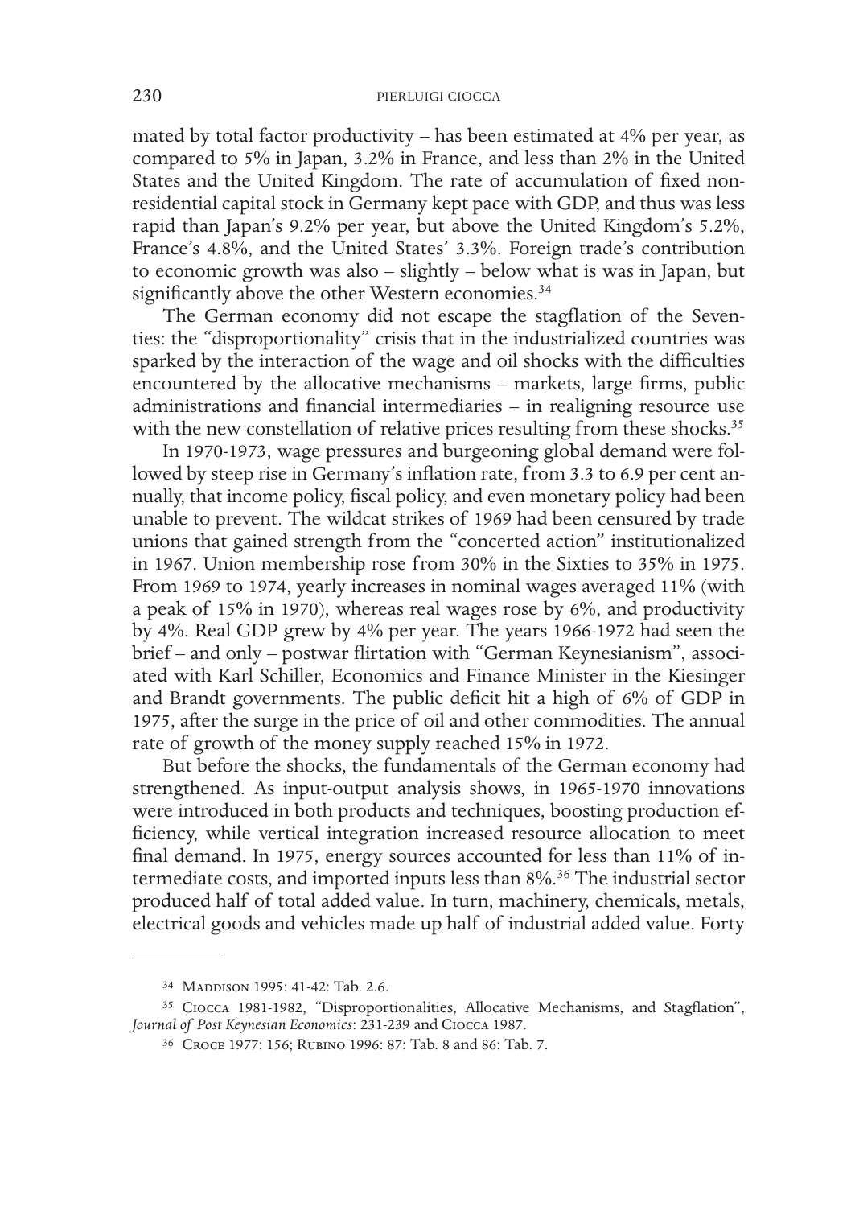mated by total factor productivity – has been estimated at 4% per year, as compared to 5% in Japan, 3.2% in France, and less than 2% in the United States and the United Kingdom. The rate of accumulation of fixed non-residential capital stock in Germany kept pace with GDP, and thus was less rapid than Japan's 9.2% per year, but above the United Kingdom's 5.2%, France's 4.8%, and the United States' 3.3%. Foreign trade's contribution to economic growth was also – slightly – below what is was in Japan, but significantly above the other Western economies.[34]

The German economy did not escape the stagflation of the Seventies: the "disproportionality" crisis that in the industrialized countries was sparked by the interaction of the wage and oil shocks with the difficulties encountered by the allocative mechanisms – markets, large firms, public administrations and financial intermediaries – in realigning resource use with the new constellation of relative prices resulting from these shocks.[35]

In 1970-1973, wage pressures and burgeoning global demand were followed by steep rise in Germany's inflation rate, from 3.3 to 6.9 per cent annually, that income policy, fiscal policy, and even monetary policy had been unable to prevent. The wildcat strikes of 1969 had been censured by trade unions that gained strength from the "concerted action" institutionalized in 1967. Union membership rose from 30% in the Sixties to 35% in 1975. From 1969 to 1974, yearly increases in nominal wages averaged 11% (with a peak of 15% in 1970), whereas real wages rose by 6%, and productivity by 4%. Real GDP grew by 4% per year. The years 1966-1972 had seen the brief – and only – postwar flirtation with "German Keynesianism", associated with Karl Schiller, Economics and Finance Minister in the Kiesinger and Brandt governments. The public deficit hit a high of 6% of GDP in 1975, after the surge in the price of oil and other commodities. The annual rate of growth of the money supply reached 15% in 1972.

But before the shocks, the fundamentals of the German economy had strengthened. As input-output analysis shows, in 1965-1970 innovations were introduced in both products and techniques, boosting production efficiency, while vertical integration increased resource allocation to meet final demand. In 1975, energy sources accounted for less than 11% of intermediate costs, and imported inputs less than 8%.[36] The industrial sector produced half of total added value. In turn, machinery, chemicals, metals, electrical goods and vehicles made up half of industrial added value. Forty

---

[34] Maddison 1995: 41-42: Tab. 2.6.

[35] Ciocca 1981-1982, "Disproportionalities, Allocative Mechanisms, and Stagflation", *Journal of Post Keynesian Economics*: 231-239 and Ciocca 1987.

[36] Croce 1977: 156; Rubino 1996: 87: Tab. 8 and 86: Tab. 7.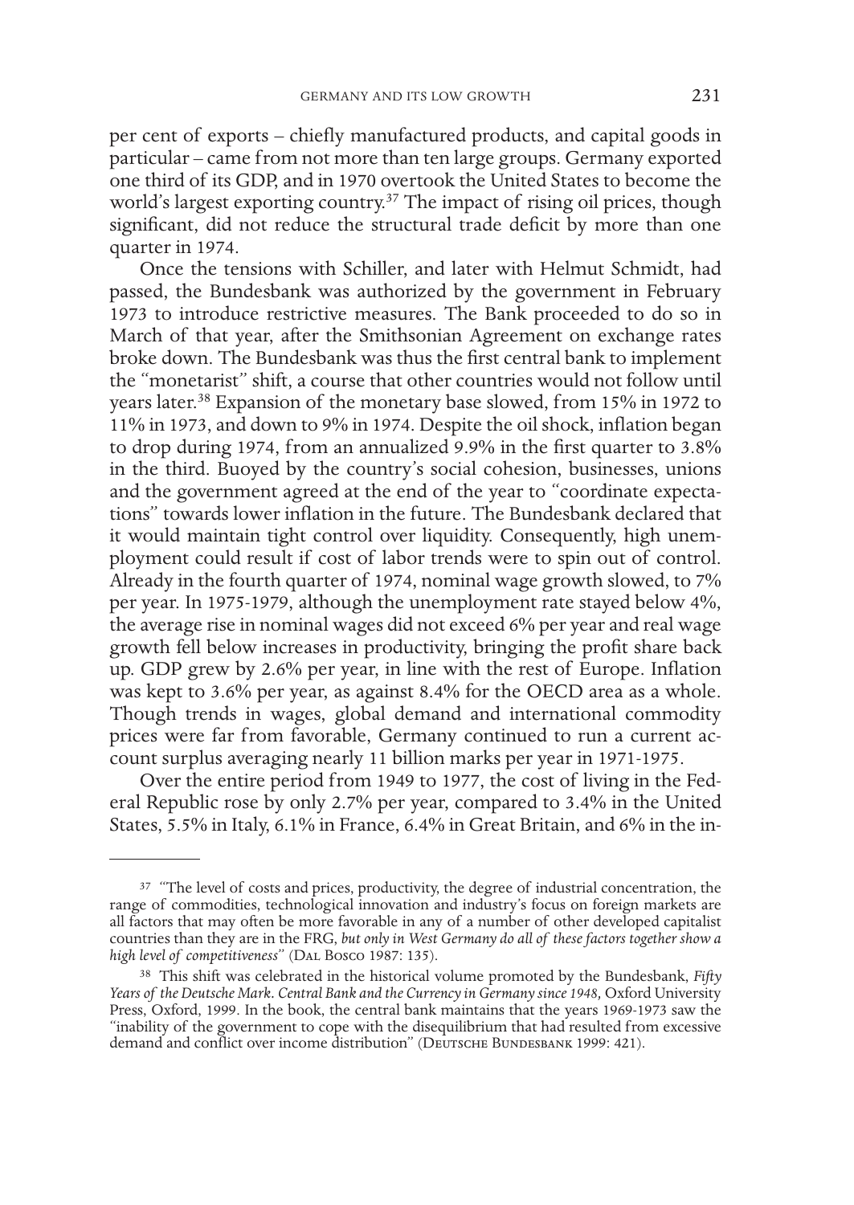per cent of exports – chiefly manufactured products, and capital goods in particular – came from not more than ten large groups. Germany exported one third of its GDP, and in 1970 overtook the United States to become the world's largest exporting country.[37] The impact of rising oil prices, though significant, did not reduce the structural trade deficit by more than one quarter in 1974.

Once the tensions with Schiller, and later with Helmut Schmidt, had passed, the Bundesbank was authorized by the government in February 1973 to introduce restrictive measures. The Bank proceeded to do so in March of that year, after the Smithsonian Agreement on exchange rates broke down. The Bundesbank was thus the first central bank to implement the "monetarist" shift, a course that other countries would not follow until years later.[38] Expansion of the monetary base slowed, from 15% in 1972 to 11% in 1973, and down to 9% in 1974. Despite the oil shock, inflation began to drop during 1974, from an annualized 9.9% in the first quarter to 3.8% in the third. Buoyed by the country's social cohesion, businesses, unions and the government agreed at the end of the year to "coordinate expectations" towards lower inflation in the future. The Bundesbank declared that it would maintain tight control over liquidity. Consequently, high unemployment could result if cost of labor trends were to spin out of control. Already in the fourth quarter of 1974, nominal wage growth slowed, to 7% per year. In 1975-1979, although the unemployment rate stayed below 4%, the average rise in nominal wages did not exceed 6% per year and real wage growth fell below increases in productivity, bringing the profit share back up. GDP grew by 2.6% per year, in line with the rest of Europe. Inflation was kept to 3.6% per year, as against 8.4% for the OECD area as a whole. Though trends in wages, global demand and international commodity prices were far from favorable, Germany continued to run a current account surplus averaging nearly 11 billion marks per year in 1971-1975.

Over the entire period from 1949 to 1977, the cost of living in the Federal Republic rose by only 2.7% per year, compared to 3.4% in the United States, 5.5% in Italy, 6.1% in France, 6.4% in Great Britain, and 6% in the in-

---

[37] "The level of costs and prices, productivity, the degree of industrial concentration, the range of commodities, technological innovation and industry's focus on foreign markets are all factors that may often be more favorable in any of a number of other developed capitalist countries than they are in the FRG, *but only in West Germany do all of these factors together show a high level of competitiveness*" (Dal Bosco 1987: 135).

[38] This shift was celebrated in the historical volume promoted by the Bundesbank, *Fifty Years of the Deutsche Mark. Central Bank and the Currency in Germany since 1948,* Oxford University Press, Oxford, 1999. In the book, the central bank maintains that the years 1969-1973 saw the "inability of the government to cope with the disequilibrium that had resulted from excessive demand and conflict over income distribution" (Deutsche Bundesbank 1999: 421).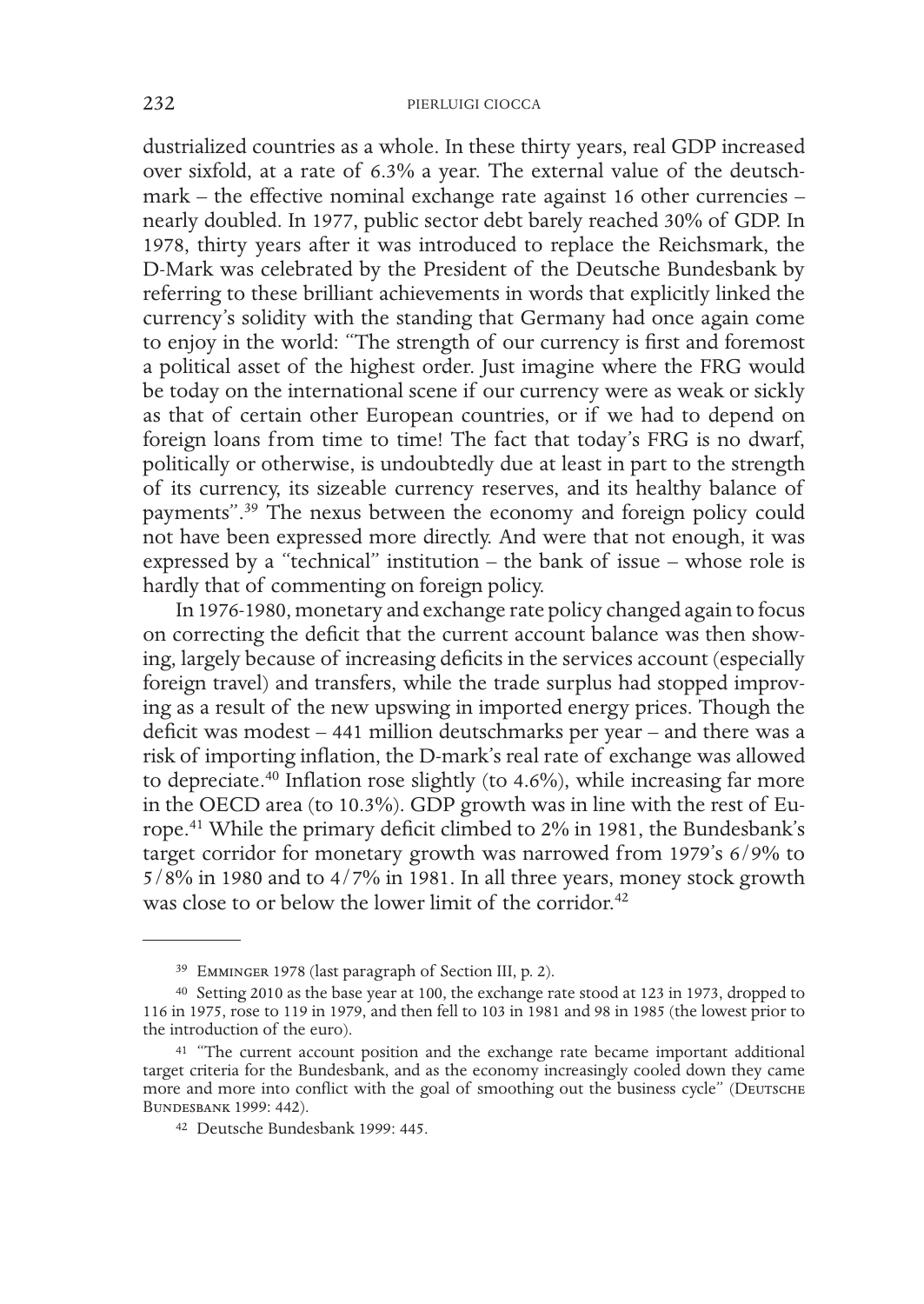dustrialized countries as a whole. In these thirty years, real GDP increased over sixfold, at a rate of 6.3% a year. The external value of the deutschmark – the effective nominal exchange rate against 16 other currencies – nearly doubled. In 1977, public sector debt barely reached 30% of GDP. In 1978, thirty years after it was introduced to replace the Reichsmark, the D-Mark was celebrated by the President of the Deutsche Bundesbank by referring to these brilliant achievements in words that explicitly linked the currency's solidity with the standing that Germany had once again come to enjoy in the world: "The strength of our currency is first and foremost a political asset of the highest order. Just imagine where the FRG would be today on the international scene if our currency were as weak or sickly as that of certain other European countries, or if we had to depend on foreign loans from time to time! The fact that today's FRG is no dwarf, politically or otherwise, is undoubtedly due at least in part to the strength of its currency, its sizeable currency reserves, and its healthy balance of payments".[39] The nexus between the economy and foreign policy could not have been expressed more directly. And were that not enough, it was expressed by a "technical" institution – the bank of issue – whose role is hardly that of commenting on foreign policy.

In 1976-1980, monetary and exchange rate policy changed again to focus on correcting the deficit that the current account balance was then showing, largely because of increasing deficits in the services account (especially foreign travel) and transfers, while the trade surplus had stopped improving as a result of the new upswing in imported energy prices. Though the deficit was modest – 441 million deutschmarks per year – and there was a risk of importing inflation, the D-mark's real rate of exchange was allowed to depreciate.[40] Inflation rose slightly (to 4.6%), while increasing far more in the OECD area (to 10.3%). GDP growth was in line with the rest of Europe.[41] While the primary deficit climbed to 2% in 1981, the Bundesbank's target corridor for monetary growth was narrowed from 1979's 6/9% to 5/8% in 1980 and to 4/7% in 1981. In all three years, money stock growth was close to or below the lower limit of the corridor.[42]

---

[39] Emminger 1978 (last paragraph of Section III, p. 2).

[40] Setting 2010 as the base year at 100, the exchange rate stood at 123 in 1973, dropped to 116 in 1975, rose to 119 in 1979, and then fell to 103 in 1981 and 98 in 1985 (the lowest prior to the introduction of the euro).

[41] "The current account position and the exchange rate became important additional target criteria for the Bundesbank, and as the economy increasingly cooled down they came more and more into conflict with the goal of smoothing out the business cycle" (Deutsche Bundesbank 1999: 442).

[42] Deutsche Bundesbank 1999: 445.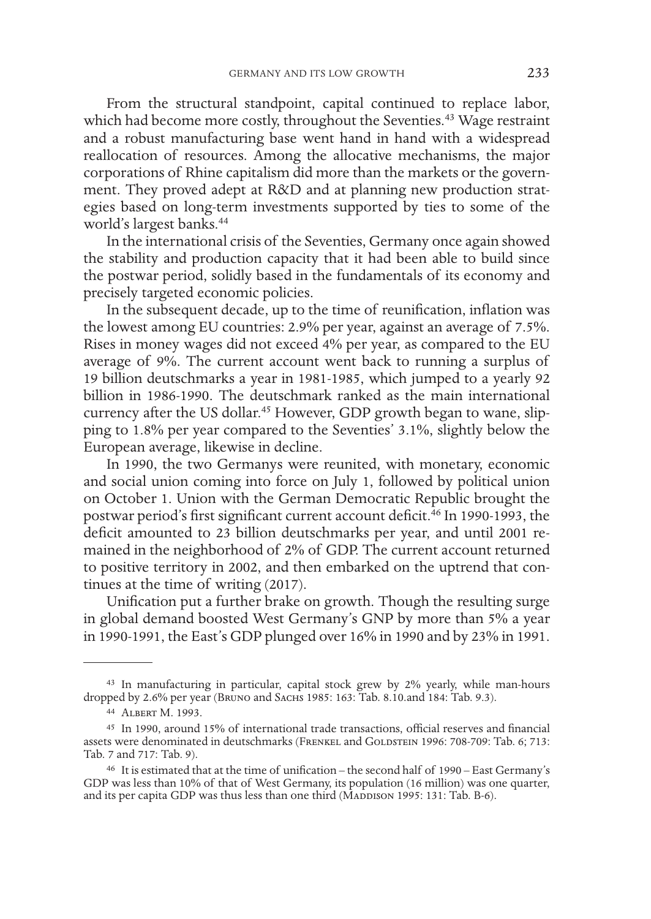From the structural standpoint, capital continued to replace labor, which had become more costly, throughout the Seventies.[43] Wage restraint and a robust manufacturing base went hand in hand with a widespread reallocation of resources. Among the allocative mechanisms, the major corporations of Rhine capitalism did more than the markets or the government. They proved adept at R&D and at planning new production strategies based on long-term investments supported by ties to some of the world's largest banks.[44]

In the international crisis of the Seventies, Germany once again showed the stability and production capacity that it had been able to build since the postwar period, solidly based in the fundamentals of its economy and precisely targeted economic policies.

In the subsequent decade, up to the time of reunification, inflation was the lowest among EU countries: 2.9% per year, against an average of 7.5%. Rises in money wages did not exceed 4% per year, as compared to the EU average of 9%. The current account went back to running a surplus of 19 billion deutschmarks a year in 1981-1985, which jumped to a yearly 92 billion in 1986-1990. The deutschmark ranked as the main international currency after the US dollar.[45] However, GDP growth began to wane, slipping to 1.8% per year compared to the Seventies' 3.1%, slightly below the European average, likewise in decline.

In 1990, the two Germanys were reunited, with monetary, economic and social union coming into force on July 1, followed by political union on October 1. Union with the German Democratic Republic brought the postwar period's first significant current account deficit.[46] In 1990-1993, the deficit amounted to 23 billion deutschmarks per year, and until 2001 remained in the neighborhood of 2% of GDP. The current account returned to positive territory in 2002, and then embarked on the uptrend that continues at the time of writing (2017).

Unification put a further brake on growth. Though the resulting surge in global demand boosted West Germany's GNP by more than 5% a year in 1990-1991, the East's GDP plunged over 16% in 1990 and by 23% in 1991.

---

[43] In manufacturing in particular, capital stock grew by 2% yearly, while man-hours dropped by 2.6% per year (Bruno and Sachs 1985: 163: Tab. 8.10.and 184: Tab. 9.3).

[44] Albert M. 1993.

[45] In 1990, around 15% of international trade transactions, official reserves and financial assets were denominated in deutschmarks (Frenkel and Goldstein 1996: 708-709: Tab. 6; 713: Tab. 7 and 717: Tab. 9).

[46] It is estimated that at the time of unification – the second half of 1990 – East Germany's GDP was less than 10% of that of West Germany, its population (16 million) was one quarter, and its per capita GDP was thus less than one third (Maddison 1995: 131: Tab. B-6).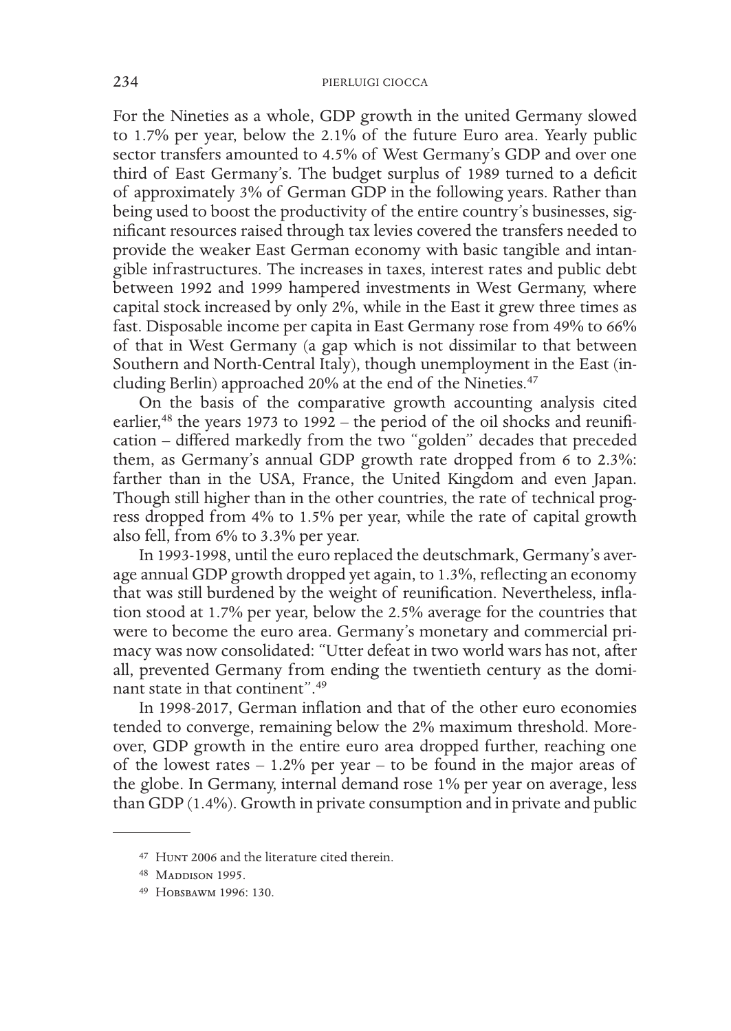For the Nineties as a whole, GDP growth in the united Germany slowed to 1.7% per year, below the 2.1% of the future Euro area. Yearly public sector transfers amounted to 4.5% of West Germany's GDP and over one third of East Germany's. The budget surplus of 1989 turned to a deficit of approximately 3% of German GDP in the following years. Rather than being used to boost the productivity of the entire country's businesses, significant resources raised through tax levies covered the transfers needed to provide the weaker East German economy with basic tangible and intangible infrastructures. The increases in taxes, interest rates and public debt between 1992 and 1999 hampered investments in West Germany, where capital stock increased by only 2%, while in the East it grew three times as fast. Disposable income per capita in East Germany rose from 49% to 66% of that in West Germany (a gap which is not dissimilar to that between Southern and North-Central Italy), though unemployment in the East (including Berlin) approached 20% at the end of the Nineties.[47]

On the basis of the comparative growth accounting analysis cited earlier,[48] the years 1973 to 1992 – the period of the oil shocks and reunification – differed markedly from the two "golden" decades that preceded them, as Germany's annual GDP growth rate dropped from 6 to 2.3%: farther than in the USA, France, the United Kingdom and even Japan. Though still higher than in the other countries, the rate of technical progress dropped from 4% to 1.5% per year, while the rate of capital growth also fell, from 6% to 3.3% per year.

In 1993-1998, until the euro replaced the deutschmark, Germany's average annual GDP growth dropped yet again, to 1.3%, reflecting an economy that was still burdened by the weight of reunification. Nevertheless, inflation stood at 1.7% per year, below the 2.5% average for the countries that were to become the euro area. Germany's monetary and commercial primacy was now consolidated: "Utter defeat in two world wars has not, after all, prevented Germany from ending the twentieth century as the dominant state in that continent".[49]

In 1998-2017, German inflation and that of the other euro economies tended to converge, remaining below the 2% maximum threshold. Moreover, GDP growth in the entire euro area dropped further, reaching one of the lowest rates – 1.2% per year – to be found in the major areas of the globe. In Germany, internal demand rose 1% per year on average, less than GDP (1.4%). Growth in private consumption and in private and public

---

[47] Hunt 2006 and the literature cited therein.

[48] Maddison 1995.

[49] Hobsbawm 1996: 130.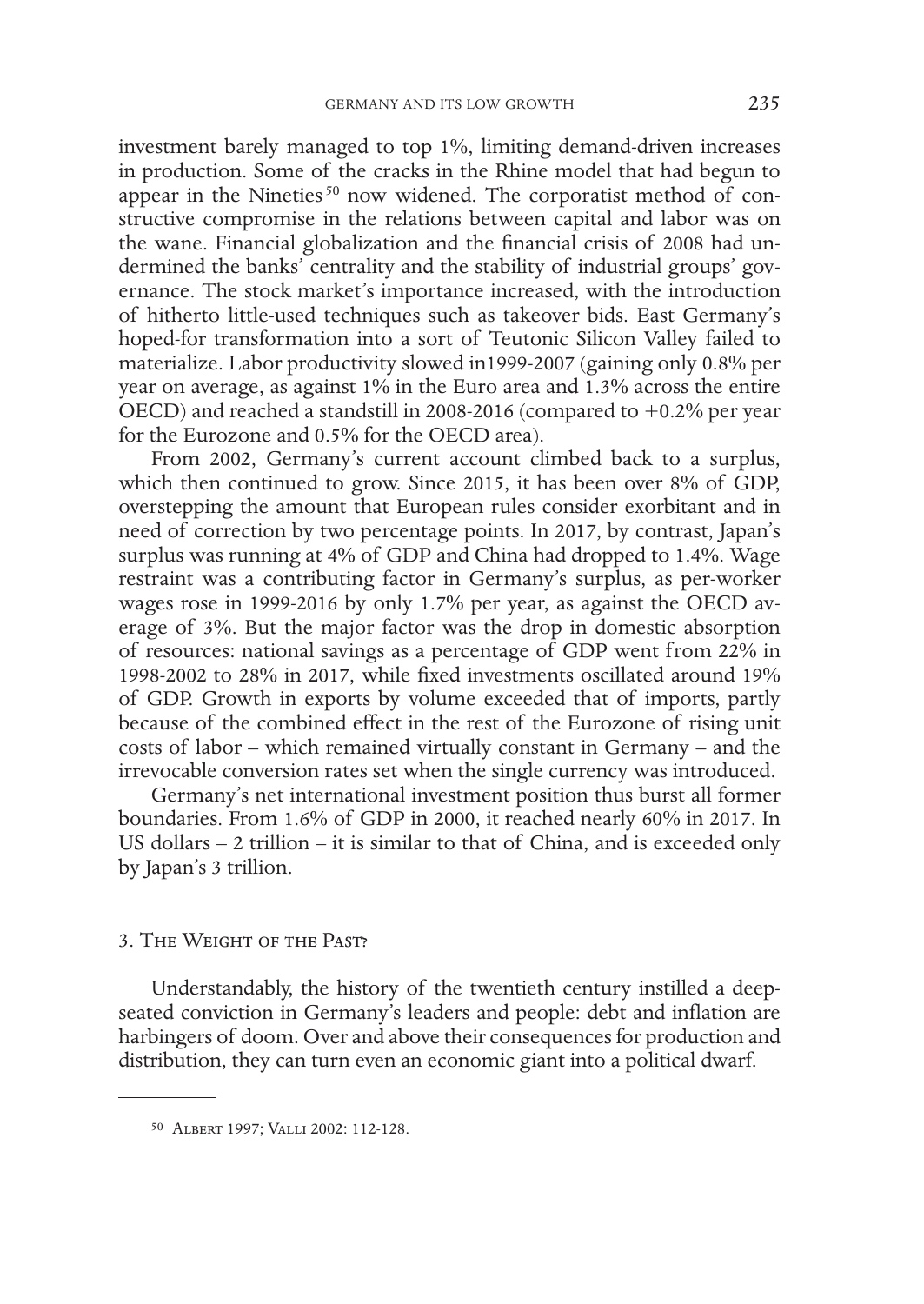investment barely managed to top 1%, limiting demand-driven increases in production. Some of the cracks in the Rhine model that had begun to appear in the Nineties [50] now widened. The corporatist method of constructive compromise in the relations between capital and labor was on the wane. Financial globalization and the financial crisis of 2008 had undermined the banks' centrality and the stability of industrial groups' governance. The stock market's importance increased, with the introduction of hitherto little-used techniques such as takeover bids. East Germany's hoped-for transformation into a sort of Teutonic Silicon Valley failed to materialize. Labor productivity slowed in1999-2007 (gaining only 0.8% per year on average, as against 1% in the Euro area and 1.3% across the entire OECD) and reached a standstill in 2008-2016 (compared to +0.2% per year for the Eurozone and 0.5% for the OECD area).

From 2002, Germany's current account climbed back to a surplus, which then continued to grow. Since 2015, it has been over 8% of GDP, overstepping the amount that European rules consider exorbitant and in need of correction by two percentage points. In 2017, by contrast, Japan's surplus was running at 4% of GDP and China had dropped to 1.4%. Wage restraint was a contributing factor in Germany's surplus, as per-worker wages rose in 1999-2016 by only 1.7% per year, as against the OECD average of 3%. But the major factor was the drop in domestic absorption of resources: national savings as a percentage of GDP went from 22% in 1998-2002 to 28% in 2017, while fixed investments oscillated around 19% of GDP. Growth in exports by volume exceeded that of imports, partly because of the combined effect in the rest of the Eurozone of rising unit costs of labor – which remained virtually constant in Germany – and the irrevocable conversion rates set when the single currency was introduced.

Germany's net international investment position thus burst all former boundaries. From 1.6% of GDP in 2000, it reached nearly 60% in 2017. In US dollars – 2 trillion – it is similar to that of China, and is exceeded only by Japan's 3 trillion.

## 3. The Weight of the Past?

Understandably, the history of the twentieth century instilled a deep-seated conviction in Germany's leaders and people: debt and inflation are harbingers of doom. Over and above their consequences for production and distribution, they can turn even an economic giant into a political dwarf.

---

[50] Albert 1997; Valli 2002: 112-128.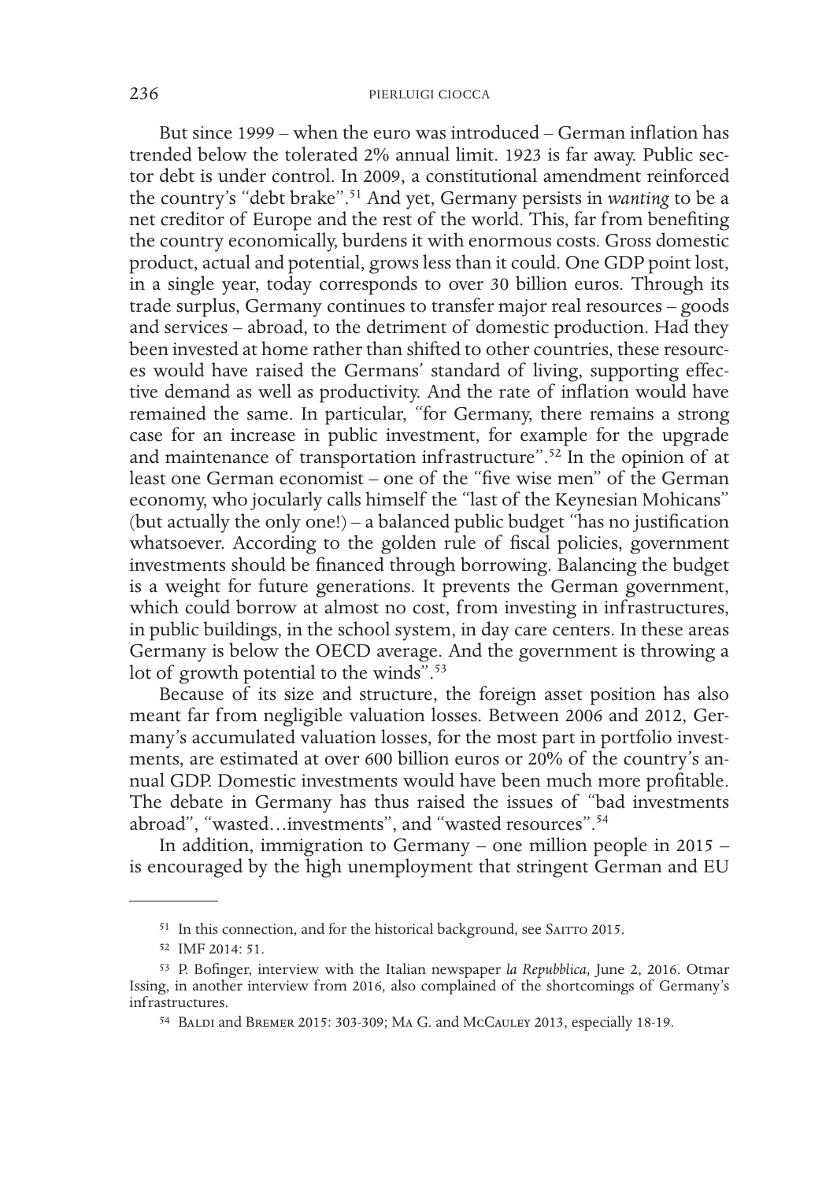But since 1999 – when the euro was introduced – German inflation has trended below the tolerated 2% annual limit. 1923 is far away. Public sector debt is under control. In 2009, a constitutional amendment reinforced the country's "debt brake".[51] And yet, Germany persists in *wanting* to be a net creditor of Europe and the rest of the world. This, far from benefiting the country economically, burdens it with enormous costs. Gross domestic product, actual and potential, grows less than it could. One GDP point lost, in a single year, today corresponds to over 30 billion euros. Through its trade surplus, Germany continues to transfer major real resources – goods and services – abroad, to the detriment of domestic production. Had they been invested at home rather than shifted to other countries, these resources would have raised the Germans' standard of living, supporting effective demand as well as productivity. And the rate of inflation would have remained the same. In particular, "for Germany, there remains a strong case for an increase in public investment, for example for the upgrade and maintenance of transportation infrastructure".[52] In the opinion of at least one German economist – one of the "five wise men" of the German economy, who jocularly calls himself the "last of the Keynesian Mohicans" (but actually the only one!) – a balanced public budget "has no justification whatsoever. According to the golden rule of fiscal policies, government investments should be financed through borrowing. Balancing the budget is a weight for future generations. It prevents the German government, which could borrow at almost no cost, from investing in infrastructures, in public buildings, in the school system, in day care centers. In these areas Germany is below the OECD average. And the government is throwing a lot of growth potential to the winds".[53]

Because of its size and structure, the foreign asset position has also meant far from negligible valuation losses. Between 2006 and 2012, Germany's accumulated valuation losses, for the most part in portfolio investments, are estimated at over 600 billion euros or 20% of the country's annual GDP. Domestic investments would have been much more profitable. The debate in Germany has thus raised the issues of "bad investments abroad", "wasted…investments", and "wasted resources".[54]

In addition, immigration to Germany – one million people in 2015 – is encouraged by the high unemployment that stringent German and EU

---

[51] In this connection, and for the historical background, see Saitto 2015.

[52] IMF 2014: 51.

[53] P. Bofinger, interview with the Italian newspaper *la Repubblica,* June 2, 2016. Otmar Issing, in another interview from 2016, also complained of the shortcomings of Germany's infrastructures.

[54] Baldi and Bremer 2015: 303-309; Ma G. and McCauley 2013, especially 18-19.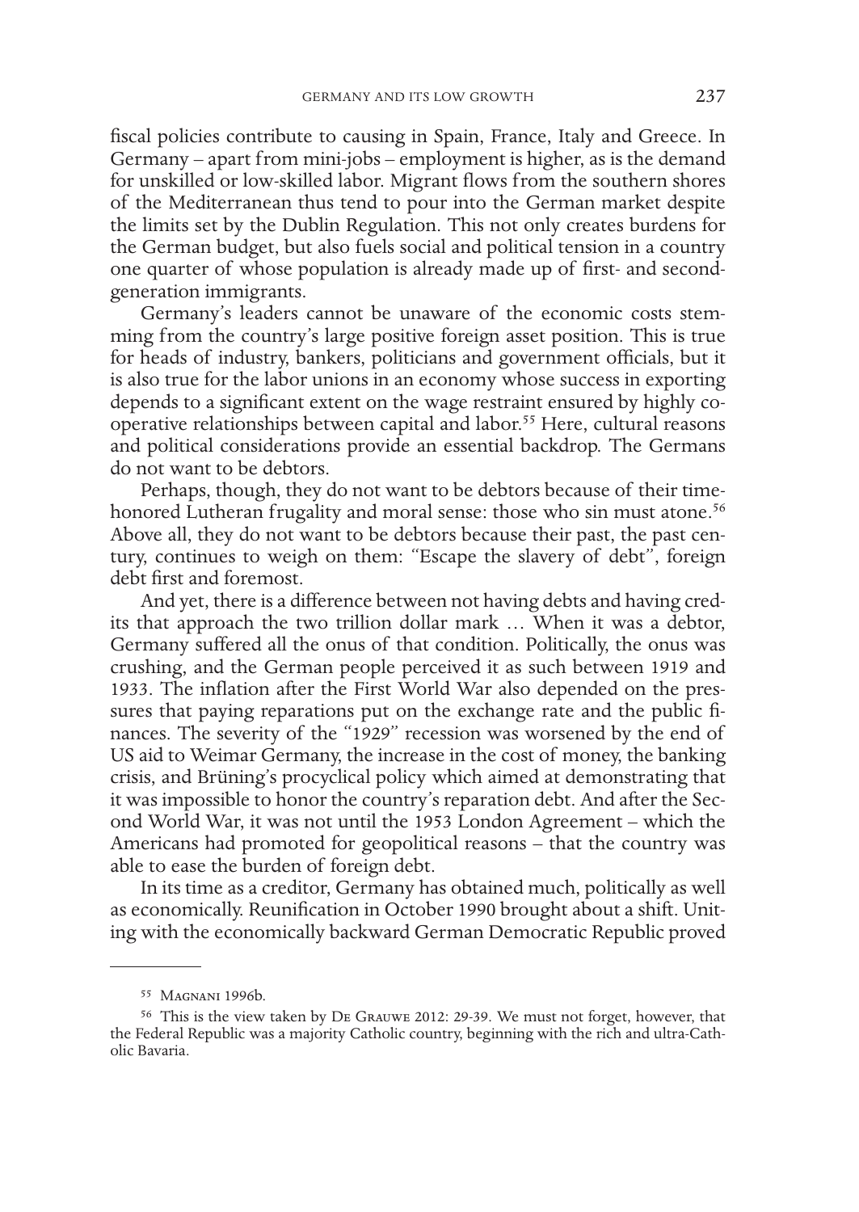fiscal policies contribute to causing in Spain, France, Italy and Greece. In Germany – apart from mini-jobs – employment is higher, as is the demand for unskilled or low-skilled labor. Migrant flows from the southern shores of the Mediterranean thus tend to pour into the German market despite the limits set by the Dublin Regulation. This not only creates burdens for the German budget, but also fuels social and political tension in a country one quarter of whose population is already made up of first- and second-generation immigrants.

Germany's leaders cannot be unaware of the economic costs stemming from the country's large positive foreign asset position. This is true for heads of industry, bankers, politicians and government officials, but it is also true for the labor unions in an economy whose success in exporting depends to a significant extent on the wage restraint ensured by highly co-operative relationships between capital and labor.[55] Here, cultural reasons and political considerations provide an essential backdrop. The Germans do not want to be debtors.

Perhaps, though, they do not want to be debtors because of their time-honored Lutheran frugality and moral sense: those who sin must atone.[56] Above all, they do not want to be debtors because their past, the past century, continues to weigh on them: "Escape the slavery of debt", foreign debt first and foremost.

And yet, there is a difference between not having debts and having credits that approach the two trillion dollar mark … When it was a debtor, Germany suffered all the onus of that condition. Politically, the onus was crushing, and the German people perceived it as such between 1919 and 1933. The inflation after the First World War also depended on the pressures that paying reparations put on the exchange rate and the public finances. The severity of the "1929" recession was worsened by the end of US aid to Weimar Germany, the increase in the cost of money, the banking crisis, and Brüning's procyclical policy which aimed at demonstrating that it was impossible to honor the country's reparation debt. And after the Second World War, it was not until the 1953 London Agreement – which the Americans had promoted for geopolitical reasons – that the country was able to ease the burden of foreign debt.

In its time as a creditor, Germany has obtained much, politically as well as economically. Reunification in October 1990 brought about a shift. Uniting with the economically backward German Democratic Republic proved

---

[55] Magnani 1996b.

[56] This is the view taken by De Grauwe 2012: 29-39. We must not forget, however, that the Federal Republic was a majority Catholic country, beginning with the rich and ultra-Catholic Bavaria.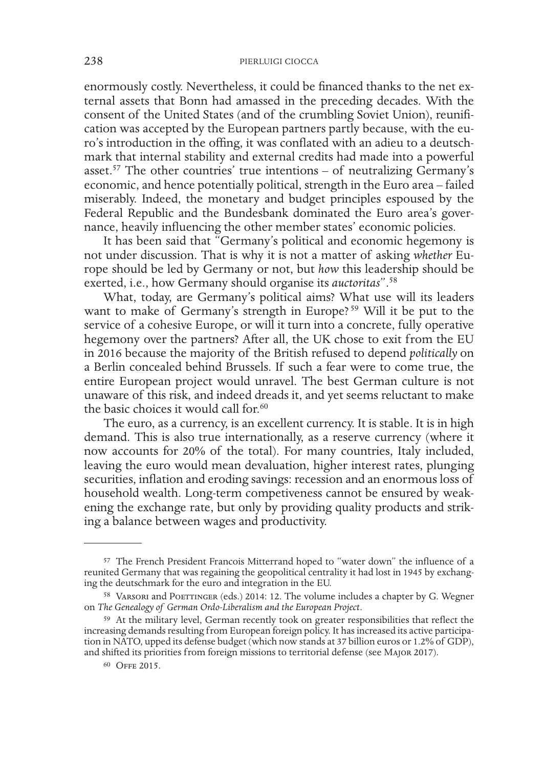enormously costly. Nevertheless, it could be financed thanks to the net external assets that Bonn had amassed in the preceding decades. With the consent of the United States (and of the crumbling Soviet Union), reunification was accepted by the European partners partly because, with the euro's introduction in the offing, it was conflated with an adieu to a deutschmark that internal stability and external credits had made into a powerful asset.[57] The other countries' true intentions – of neutralizing Germany's economic, and hence potentially political, strength in the Euro area – failed miserably. Indeed, the monetary and budget principles espoused by the Federal Republic and the Bundesbank dominated the Euro area's governance, heavily influencing the other member states' economic policies.

It has been said that "Germany's political and economic hegemony is not under discussion. That is why it is not a matter of asking *whether* Europe should be led by Germany or not, but *how* this leadership should be exerted, i.e., how Germany should organise its *auctoritas*".[58]

What, today, are Germany's political aims? What use will its leaders want to make of Germany's strength in Europe?[59] Will it be put to the service of a cohesive Europe, or will it turn into a concrete, fully operative hegemony over the partners? After all, the UK chose to exit from the EU in 2016 because the majority of the British refused to depend *politically* on a Berlin concealed behind Brussels. If such a fear were to come true, the entire European project would unravel. The best German culture is not unaware of this risk, and indeed dreads it, and yet seems reluctant to make the basic choices it would call for.[60]

The euro, as a currency, is an excellent currency. It is stable. It is in high demand. This is also true internationally, as a reserve currency (where it now accounts for 20% of the total). For many countries, Italy included, leaving the euro would mean devaluation, higher interest rates, plunging securities, inflation and eroding savings: recession and an enormous loss of household wealth. Long-term competiveness cannot be ensured by weakening the exchange rate, but only by providing quality products and striking a balance between wages and productivity.

---

[57] The French President Francois Mitterrand hoped to "water down" the influence of a reunited Germany that was regaining the geopolitical centrality it had lost in 1945 by exchanging the deutschmark for the euro and integration in the EU.

[58] Varsori and Poettinger (eds.) 2014: 12. The volume includes a chapter by G. Wegner on *The Genealogy of German Ordo-Liberalism and the European Project*.

[59] At the military level, German recently took on greater responsibilities that reflect the increasing demands resulting from European foreign policy. It has increased its active participation in NATO, upped its defense budget (which now stands at 37 billion euros or 1.2% of GDP), and shifted its priorities from foreign missions to territorial defense (see Major 2017).

[60] Offe 2015.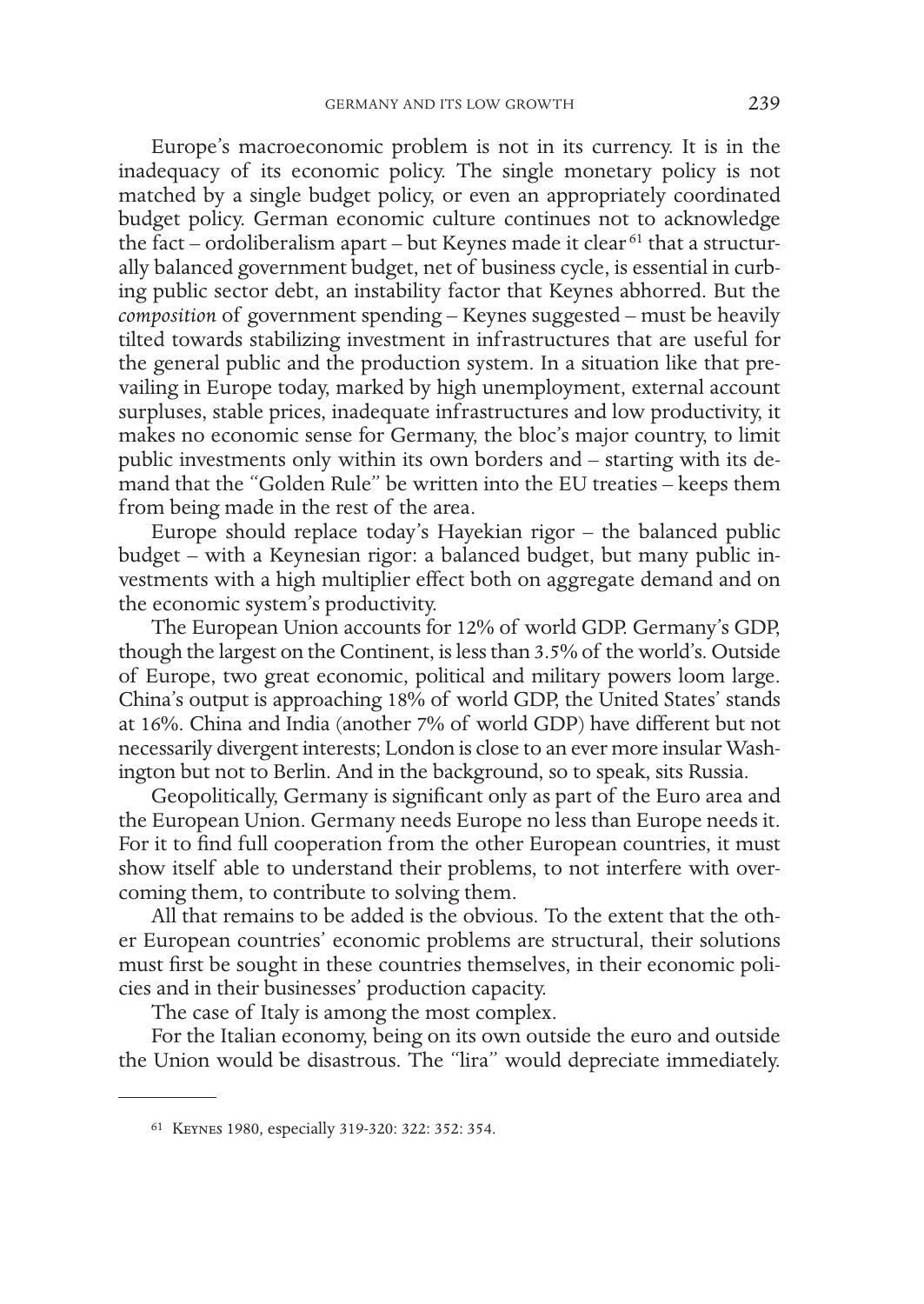Europe's macroeconomic problem is not in its currency. It is in the inadequacy of its economic policy. The single monetary policy is not matched by a single budget policy, or even an appropriately coordinated budget policy. German economic culture continues not to acknowledge the fact – ordoliberalism apart – but Keynes made it clear [61] that a structurally balanced government budget, net of business cycle, is essential in curbing public sector debt, an instability factor that Keynes abhorred. But the *composition* of government spending – Keynes suggested – must be heavily tilted towards stabilizing investment in infrastructures that are useful for the general public and the production system. In a situation like that prevailing in Europe today, marked by high unemployment, external account surpluses, stable prices, inadequate infrastructures and low productivity, it makes no economic sense for Germany, the bloc's major country, to limit public investments only within its own borders and – starting with its demand that the "Golden Rule" be written into the EU treaties – keeps them from being made in the rest of the area.

Europe should replace today's Hayekian rigor – the balanced public budget – with a Keynesian rigor: a balanced budget, but many public investments with a high multiplier effect both on aggregate demand and on the economic system's productivity.

The European Union accounts for 12% of world GDP. Germany's GDP, though the largest on the Continent, is less than 3.5% of the world's. Outside of Europe, two great economic, political and military powers loom large. China's output is approaching 18% of world GDP, the United States' stands at 16%. China and India (another 7% of world GDP) have different but not necessarily divergent interests; London is close to an ever more insular Washington but not to Berlin. And in the background, so to speak, sits Russia.

Geopolitically, Germany is significant only as part of the Euro area and the European Union. Germany needs Europe no less than Europe needs it. For it to find full cooperation from the other European countries, it must show itself able to understand their problems, to not interfere with overcoming them, to contribute to solving them.

All that remains to be added is the obvious. To the extent that the other European countries' economic problems are structural, their solutions must first be sought in these countries themselves, in their economic policies and in their businesses' production capacity.

The case of Italy is among the most complex.

For the Italian economy, being on its own outside the euro and outside the Union would be disastrous. The "lira" would depreciate immediately.

---

[61] Keynes 1980, especially 319-320: 322: 352: 354.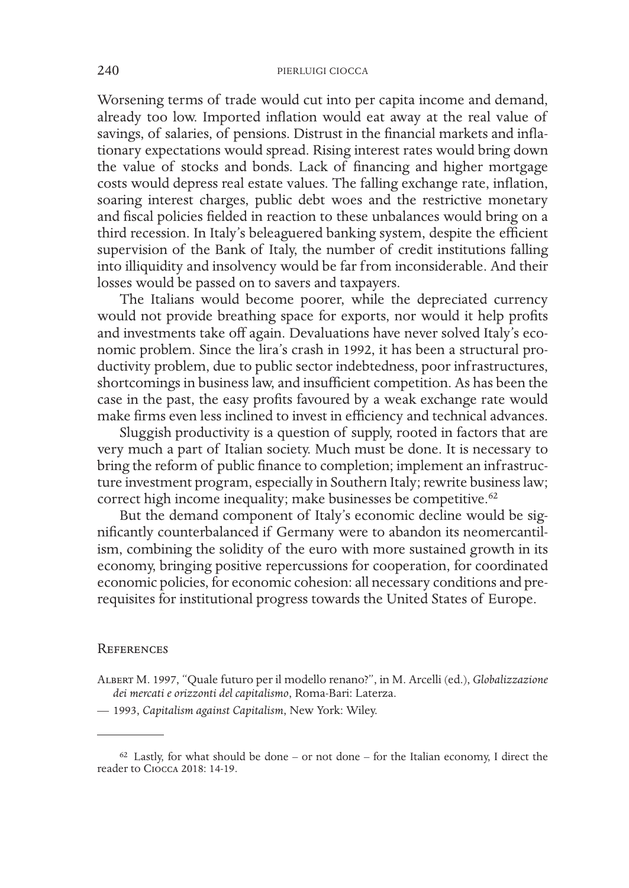Worsening terms of trade would cut into per capita income and demand, already too low. Imported inflation would eat away at the real value of savings, of salaries, of pensions. Distrust in the financial markets and inflationary expectations would spread. Rising interest rates would bring down the value of stocks and bonds. Lack of financing and higher mortgage costs would depress real estate values. The falling exchange rate, inflation, soaring interest charges, public debt woes and the restrictive monetary and fiscal policies fielded in reaction to these unbalances would bring on a third recession. In Italy's beleaguered banking system, despite the efficient supervision of the Bank of Italy, the number of credit institutions falling into illiquidity and insolvency would be far from inconsiderable. And their losses would be passed on to savers and taxpayers.

The Italians would become poorer, while the depreciated currency would not provide breathing space for exports, nor would it help profits and investments take off again. Devaluations have never solved Italy's economic problem. Since the lira's crash in 1992, it has been a structural productivity problem, due to public sector indebtedness, poor infrastructures, shortcomings in business law, and insufficient competition. As has been the case in the past, the easy profits favoured by a weak exchange rate would make firms even less inclined to invest in efficiency and technical advances.

Sluggish productivity is a question of supply, rooted in factors that are very much a part of Italian society. Much must be done. It is necessary to bring the reform of public finance to completion; implement an infrastructure investment program, especially in Southern Italy; rewrite business law; correct high income inequality; make businesses be competitive.[62]

But the demand component of Italy's economic decline would be significantly counterbalanced if Germany were to abandon its neomercantilism, combining the solidity of the euro with more sustained growth in its economy, bringing positive repercussions for cooperation, for coordinated economic policies, for economic cohesion: all necessary conditions and prerequisites for institutional progress towards the United States of Europe.

## References

Albert M. 1997, "Quale futuro per il modello renano?", in M. Arcelli (ed.), *Globalizzazione dei mercati e orizzonti del capitalismo*, Roma-Bari: Laterza.

— 1993, *Capitalism against Capitalism*, New York: Wiley.

---

[62] Lastly, for what should be done – or not done – for the Italian economy, I direct the reader to Ciocca 2018: 14-19.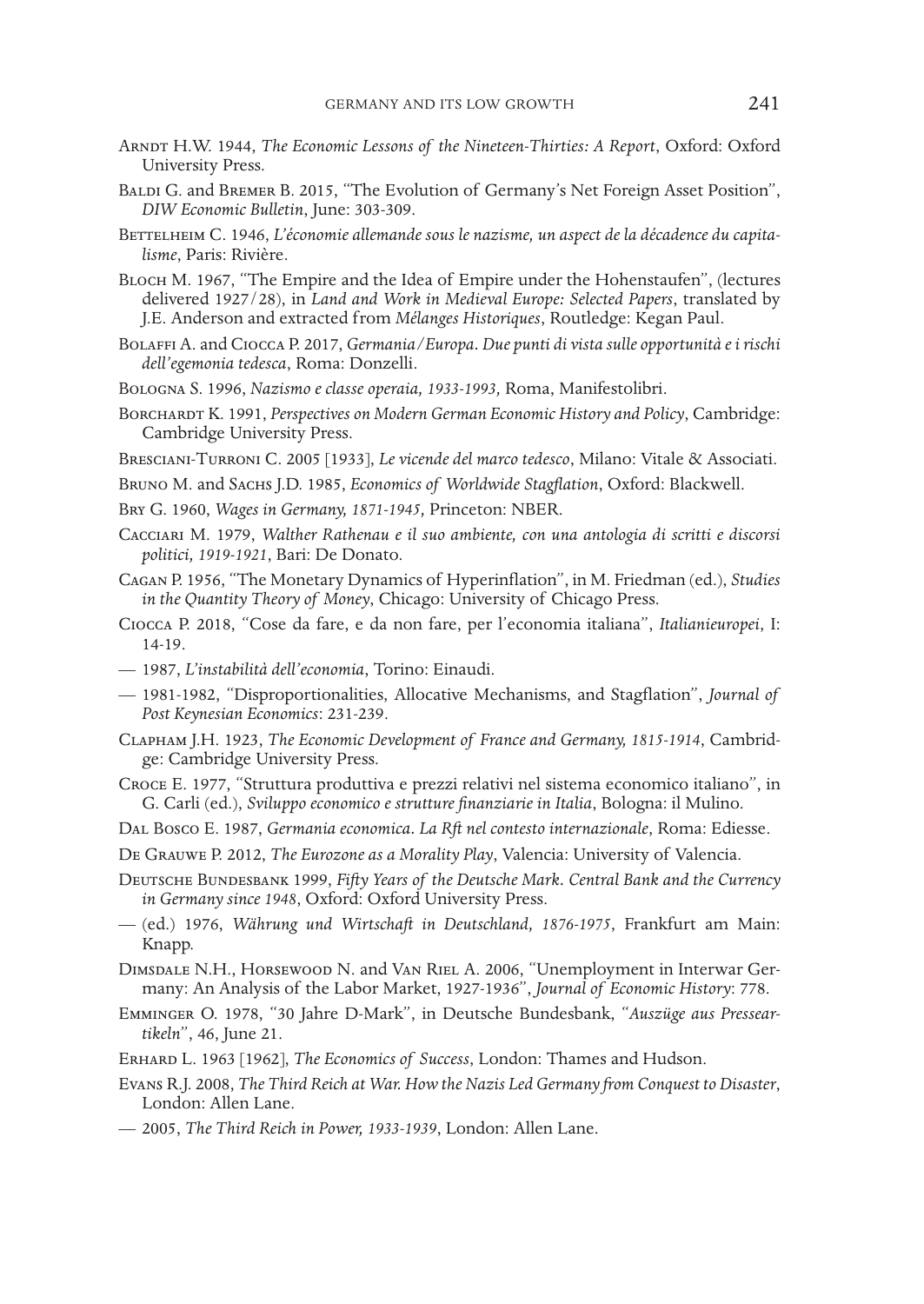Arndt H.W. 1944, *The Economic Lessons of the Nineteen-Thirties: A Report*, Oxford: Oxford University Press.

Baldi G. and Bremer B. 2015, "The Evolution of Germany's Net Foreign Asset Position", *DIW Economic Bulletin*, June: 303-309.

Bettelheim C. 1946, *L'économie allemande sous le nazisme, un aspect de la décadence du capitalisme*, Paris: Rivière.

Bloch M. 1967, "The Empire and the Idea of Empire under the Hohenstaufen", (lectures delivered 1927/28), in *Land and Work in Medieval Europe: Selected Papers*, translated by J.E. Anderson and extracted from *Mélanges Historiques*, Routledge: Kegan Paul.

Bolaffi A. and Ciocca P. 2017, *Germania/Europa. Due punti di vista sulle opportunità e i rischi dell'egemonia tedesca*, Roma: Donzelli.

Bologna S. 1996, *Nazismo e classe operaia, 1933-1993,* Roma, Manifestolibri.

Borchardt K. 1991, *Perspectives on Modern German Economic History and Policy*, Cambridge: Cambridge University Press.

Bresciani-Turroni C. 2005 [1933], *Le vicende del marco tedesco*, Milano: Vitale & Associati.

Bruno M. and Sachs J.D. 1985, *Economics of Worldwide Stagflation*, Oxford: Blackwell.

Bry G. 1960, *Wages in Germany, 1871-1945,* Princeton: NBER.

Cacciari M. 1979, *Walther Rathenau e il suo ambiente, con una antologia di scritti e discorsi politici, 1919-1921*, Bari: De Donato.

Cagan P. 1956, "The Monetary Dynamics of Hyperinflation", in M. Friedman (ed.), *Studies in the Quantity Theory of Money*, Chicago: University of Chicago Press.

Ciocca P. 2018, "Cose da fare, e da non fare, per l'economia italiana", *Italianieuropei*, I: 14-19.

— 1987, *L'instabilità dell'economia*, Torino: Einaudi.

— 1981-1982, "Disproportionalities, Allocative Mechanisms, and Stagflation", *Journal of Post Keynesian Economics*: 231-239.

Clapham J.H. 1923, *The Economic Development of France and Germany, 1815-1914*, Cambridge: Cambridge University Press.

Croce E. 1977, "Struttura produttiva e prezzi relativi nel sistema economico italiano", in G. Carli (ed.), *Sviluppo economico e strutture finanziarie in Italia*, Bologna: il Mulino.

Dal Bosco E. 1987, *Germania economica. La Rft nel contesto internazionale*, Roma: Ediesse.

De Grauwe P. 2012, *The Eurozone as a Morality Play*, Valencia: University of Valencia.

Deutsche Bundesbank 1999, *Fifty Years of the Deutsche Mark. Central Bank and the Currency in Germany since 1948*, Oxford: Oxford University Press.

— (ed.) 1976, *Währung und Wirtschaft in Deutschland, 1876-1975*, Frankfurt am Main: Knapp.

Dimsdale N.H., Horsewood N. and Van Riel A. 2006, "Unemployment in Interwar Germany: An Analysis of the Labor Market, 1927-1936", *Journal of Economic History*: 778.

Emminger O. 1978, "30 Jahre D-Mark", in Deutsche Bundesbank, "*Auszüge aus Presseartikeln*", 46, June 21.

Erhard L. 1963 [1962], *The Economics of Success*, London: Thames and Hudson.

Evans R.J. 2008, *The Third Reich at War. How the Nazis Led Germany from Conquest to Disaster*, London: Allen Lane.

— 2005, *The Third Reich in Power, 1933-1939*, London: Allen Lane.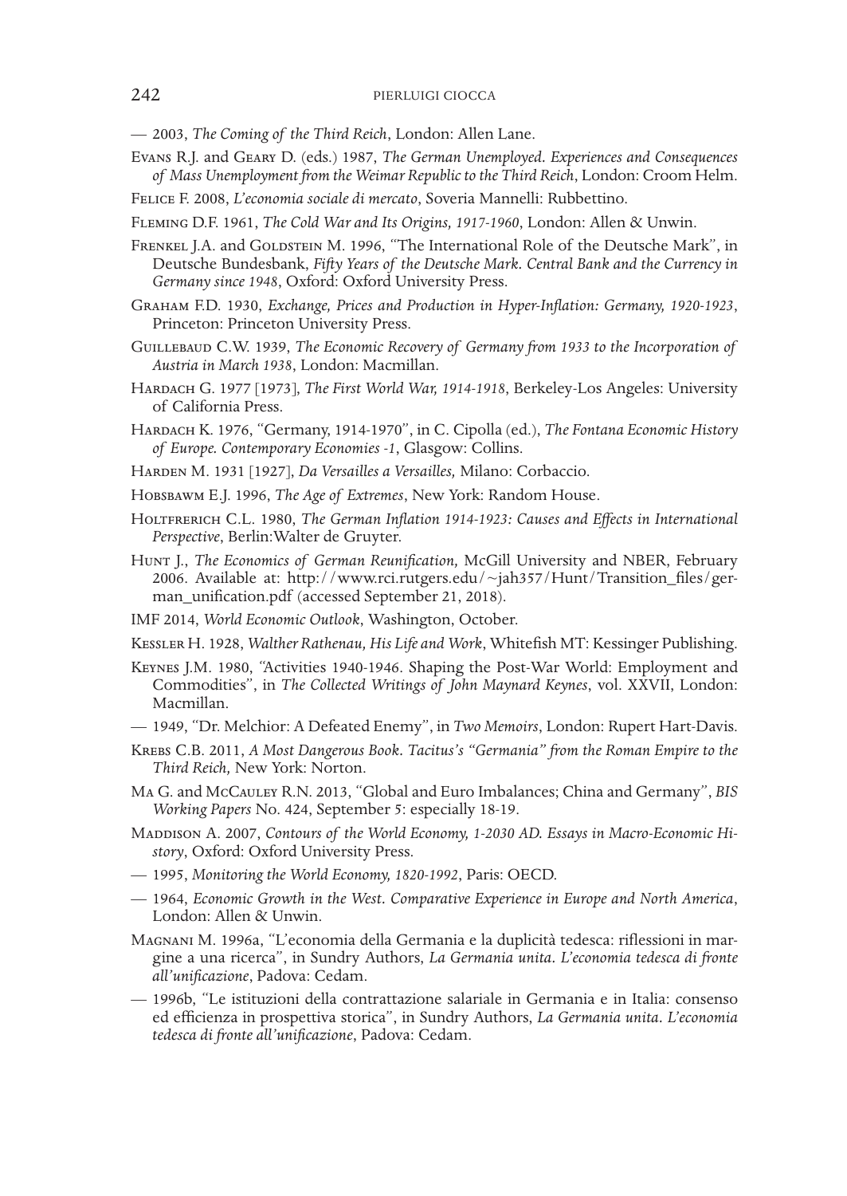— 2003, *The Coming of the Third Reich*, London: Allen Lane.

Evans R.J. and Geary D. (eds.) 1987, *The German Unemployed. Experiences and Consequences of Mass Unemployment from the Weimar Republic to the Third Reich*, London: Croom Helm.

Felice F. 2008, *L'economia sociale di mercato*, Soveria Mannelli: Rubbettino.

Fleming D.F. 1961, *The Cold War and Its Origins, 1917-1960*, London: Allen & Unwin.

Frenkel J.A. and Goldstein M. 1996, "The International Role of the Deutsche Mark", in Deutsche Bundesbank, *Fifty Years of the Deutsche Mark. Central Bank and the Currency in Germany since 1948*, Oxford: Oxford University Press.

Graham F.D. 1930, *Exchange, Prices and Production in Hyper-Inflation: Germany, 1920-1923*, Princeton: Princeton University Press.

Guillebaud C.W. 1939, *The Economic Recovery of Germany from 1933 to the Incorporation of Austria in March 1938*, London: Macmillan.

Hardach G. 1977 [1973], *The First World War, 1914-1918*, Berkeley-Los Angeles: University of California Press.

Hardach K. 1976, "Germany, 1914-1970", in C. Cipolla (ed.), *The Fontana Economic History of Europe. Contemporary Economies -1*, Glasgow: Collins.

Harden M. 1931 [1927], *Da Versailles a Versailles,* Milano: Corbaccio.

Hobsbawm E.J. 1996, *The Age of Extremes*, New York: Random House.

Holtfrerich C.L. 1980, *The German Inflation 1914-1923: Causes and Effects in International Perspective*, Berlin:Walter de Gruyter.

Hunt J., *The Economics of German Reunification,* McGill University and NBER, February 2006. Available at: http://www.rci.rutgers.edu/~jah357/Hunt/Transition_files/german_unification.pdf (accessed September 21, 2018).

IMF 2014, *World Economic Outlook*, Washington, October.

Kessler H. 1928, *Walther Rathenau, His Life and Work*, Whitefish MT: Kessinger Publishing.

Keynes J.M. 1980, "Activities 1940-1946. Shaping the Post-War World: Employment and Commodities", in *The Collected Writings of John Maynard Keynes*, vol. XXVII, London: Macmillan.

— 1949, "Dr. Melchior: A Defeated Enemy", in *Two Memoirs*, London: Rupert Hart-Davis.

Krebs C.B. 2011, *A Most Dangerous Book. Tacitus's "Germania" from the Roman Empire to the Third Reich,* New York: Norton.

Ma G. and McCauley R.N. 2013, "Global and Euro Imbalances; China and Germany", *BIS Working Papers* No. 424, September 5: especially 18-19.

Maddison A. 2007, *Contours of the World Economy, 1-2030 AD. Essays in Macro-Economic History*, Oxford: Oxford University Press.

— 1995, *Monitoring the World Economy, 1820-1992*, Paris: OECD.

— 1964, *Economic Growth in the West. Comparative Experience in Europe and North America*, London: Allen & Unwin.

Magnani M. 1996a, "L'economia della Germania e la duplicità tedesca: riflessioni in margine a una ricerca", in Sundry Authors, *La Germania unita. L'economia tedesca di fronte all'unificazione*, Padova: Cedam.

— 1996b, "Le istituzioni della contrattazione salariale in Germania e in Italia: consenso ed efficienza in prospettiva storica", in Sundry Authors, *La Germania unita. L'economia tedesca di fronte all'unificazione*, Padova: Cedam.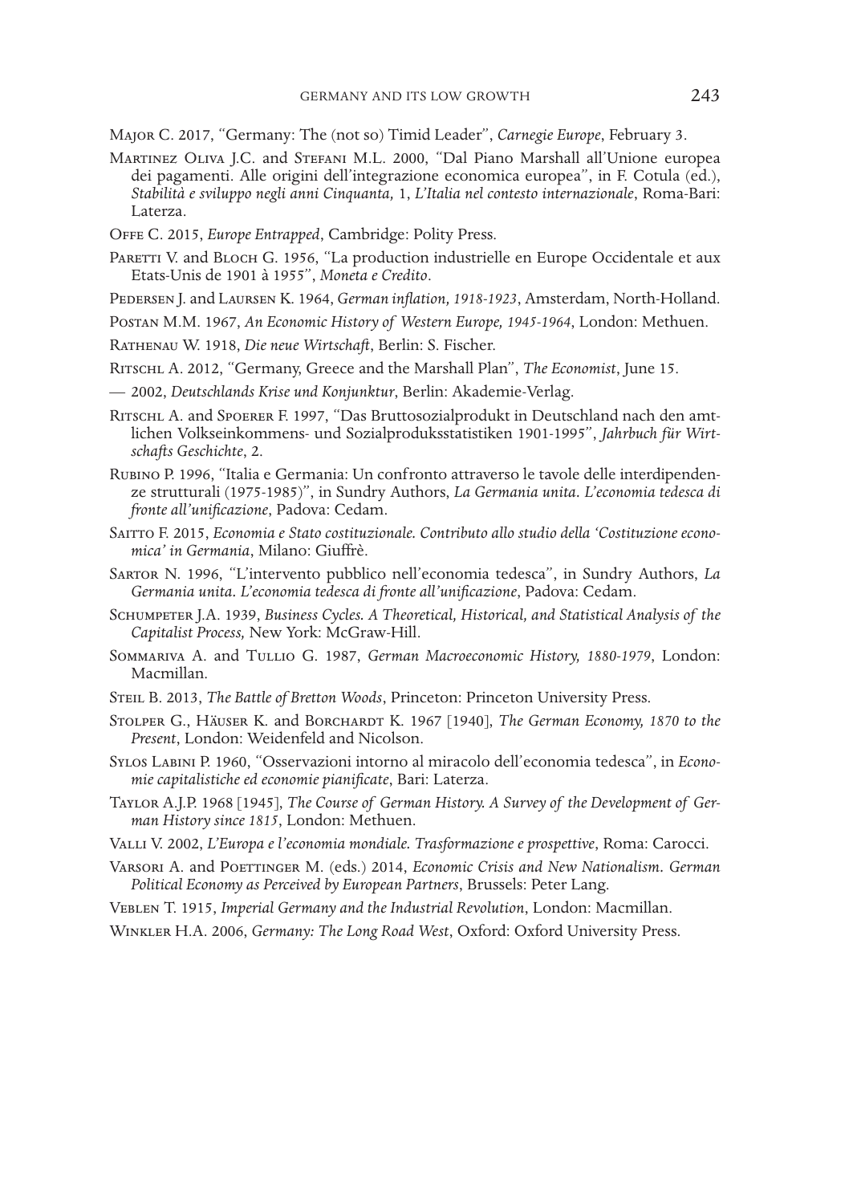Major C. 2017, "Germany: The (not so) Timid Leader", *Carnegie Europe*, February 3.

Martinez Oliva J.C. and Stefani M.L. 2000, "Dal Piano Marshall all'Unione europea dei pagamenti. Alle origini dell'integrazione economica europea", in F. Cotula (ed.), *Stabilità e sviluppo negli anni Cinquanta,* 1, *L'Italia nel contesto internazionale*, Roma-Bari: Laterza.

Offe C. 2015, *Europe Entrapped*, Cambridge: Polity Press.

Paretti V. and Bloch G. 1956, "La production industrielle en Europe Occidentale et aux Etats-Unis de 1901 à 1955", *Moneta e Credito*.

Pedersen J. and Laursen K. 1964, *German inflation, 1918-1923*, Amsterdam, North-Holland.

Postan M.M. 1967, *An Economic History of Western Europe, 1945-1964*, London: Methuen.

Rathenau W. 1918, *Die neue Wirtschaft*, Berlin: S. Fischer.

Ritschl A. 2012, "Germany, Greece and the Marshall Plan", *The Economist*, June 15.

— 2002, *Deutschlands Krise und Konjunktur*, Berlin: Akademie-Verlag.

Ritschl A. and Spoerer F. 1997, "Das Bruttosozialprodukt in Deutschland nach den amtlichen Volkseinkommens- und Sozialproduksstatistiken 1901-1995", *Jahrbuch für Wirtschafts Geschichte*, 2.

Rubino P. 1996, "Italia e Germania: Un confronto attraverso le tavole delle interdipendenze strutturali (1975-1985)", in Sundry Authors, *La Germania unita. L'economia tedesca di fronte all'unificazione*, Padova: Cedam.

Saitto F. 2015, *Economia e Stato costituzionale. Contributo allo studio della 'Costituzione economica' in Germania*, Milano: Giuffrè.

Sartor N. 1996, "L'intervento pubblico nell'economia tedesca", in Sundry Authors, *La Germania unita. L'economia tedesca di fronte all'unificazione*, Padova: Cedam.

Schumpeter J.A. 1939, *Business Cycles. A Theoretical, Historical, and Statistical Analysis of the Capitalist Process,* New York: McGraw-Hill.

Sommariva A. and Tullio G. 1987, *German Macroeconomic History, 1880-1979*, London: Macmillan.

Steil B. 2013, *The Battle of Bretton Woods*, Princeton: Princeton University Press.

Stolper G., Häuser K. and Borchardt K. 1967 [1940], *The German Economy, 1870 to the Present*, London: Weidenfeld and Nicolson.

Sylos Labini P. 1960, "Osservazioni intorno al miracolo dell'economia tedesca", in *Economie capitalistiche ed economie pianificate*, Bari: Laterza.

Taylor A.J.P. 1968 [1945], *The Course of German History. A Survey of the Development of German History since 1815*, London: Methuen.

Valli V. 2002, *L'Europa e l'economia mondiale. Trasformazione e prospettive*, Roma: Carocci.

Varsori A. and Poettinger M. (eds.) 2014, *Economic Crisis and New Nationalism. German Political Economy as Perceived by European Partners*, Brussels: Peter Lang.

Veblen T. 1915, *Imperial Germany and the Industrial Revolution*, London: Macmillan.

Winkler H.A. 2006, *Germany: The Long Road West*, Oxford: Oxford University Press.